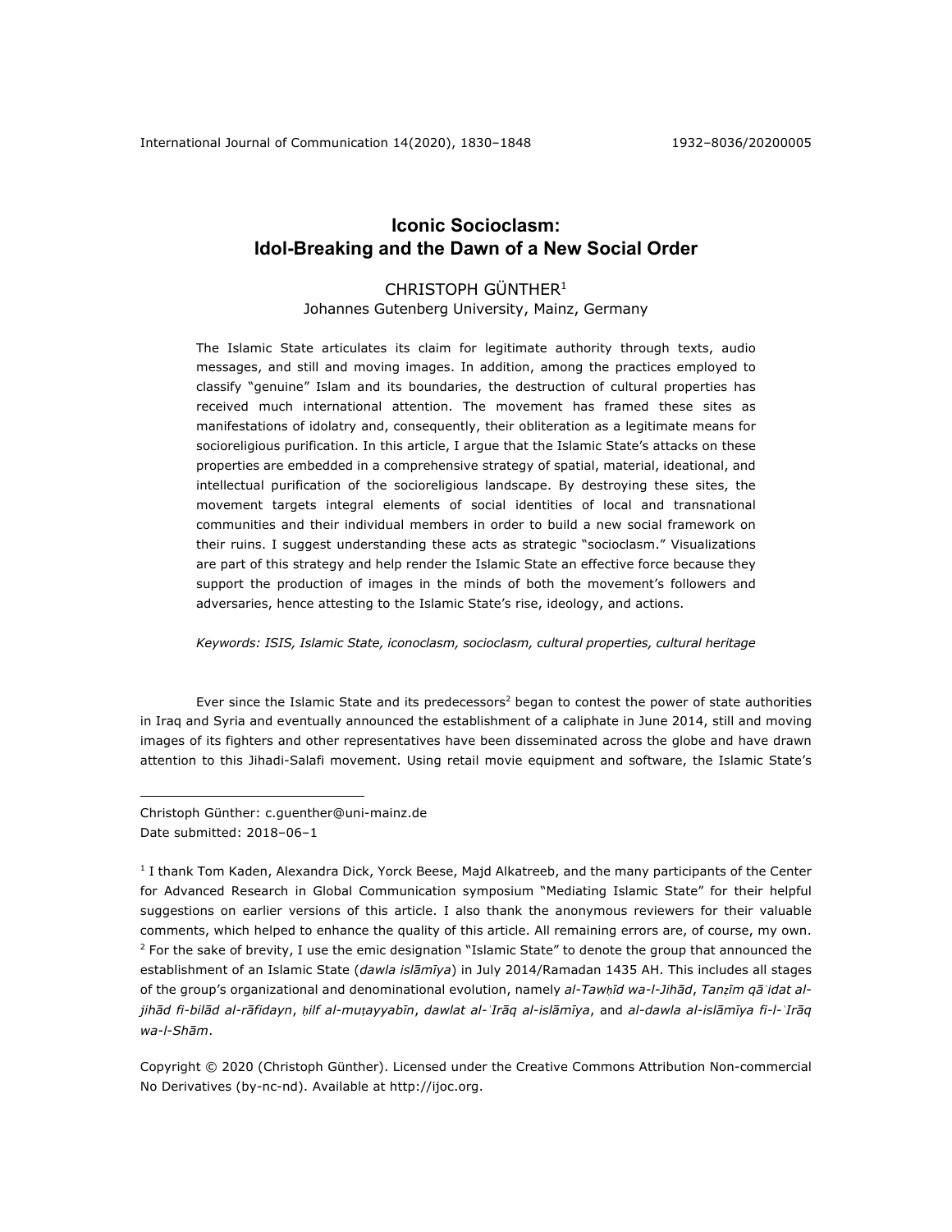# Iconic Socioclasm: Idol-Breaking and the Dawn of a New Social Order

CHRISTOPH GÜNTHER[1]
Johannes Gutenberg University, Mainz, Germany

The Islamic State articulates its claim for legitimate authority through texts, audio messages, and still and moving images. In addition, among the practices employed to classify "genuine" Islam and its boundaries, the destruction of cultural properties has received much international attention. The movement has framed these sites as manifestations of idolatry and, consequently, their obliteration as a legitimate means for socioreligious purification. In this article, I argue that the Islamic State's attacks on these properties are embedded in a comprehensive strategy of spatial, material, ideational, and intellectual purification of the socioreligious landscape. By destroying these sites, the movement targets integral elements of social identities of local and transnational communities and their individual members in order to build a new social framework on their ruins. I suggest understanding these acts as strategic "socioclasm." Visualizations are part of this strategy and help render the Islamic State an effective force because they support the production of images in the minds of both the movement's followers and adversaries, hence attesting to the Islamic State's rise, ideology, and actions.

*Keywords: ISIS, Islamic State, iconoclasm, socioclasm, cultural properties, cultural heritage*

Ever since the Islamic State and its predecessors[2] began to contest the power of state authorities in Iraq and Syria and eventually announced the establishment of a caliphate in June 2014, still and moving images of its fighters and other representatives have been disseminated across the globe and have drawn attention to this Jihadi-Salafi movement. Using retail movie equipment and software, the Islamic State's

---

Christoph Günther: c.guenther@uni-mainz.de
Date submitted: 2018–06–1

[1] I thank Tom Kaden, Alexandra Dick, Yorck Beese, Majd Alkatreeb, and the many participants of the Center for Advanced Research in Global Communication symposium "Mediating Islamic State" for their helpful suggestions on earlier versions of this article. I also thank the anonymous reviewers for their valuable comments, which helped to enhance the quality of this article. All remaining errors are, of course, my own.

[2] For the sake of brevity, I use the emic designation "Islamic State" to denote the group that announced the establishment of an Islamic State (*dawla islāmīya*) in July 2014/Ramadan 1435 AH. This includes all stages of the group's organizational and denominational evolution, namely *al-Tawḥīd wa-l-Jihād*, *Tanẓīm qāʿidat al-jihād fi-bilād al-rāfidayn*, *ḥilf al-muṭayyabīn*, *dawlat al-ʿIrāq al-islāmīya*, and *al-dawla al-islāmīya fi-l-ʿIrāq wa-l-Shām*.

Copyright © 2020 (Christoph Günther). Licensed under the Creative Commons Attribution Non-commercial No Derivatives (by-nc-nd). Available at http://ijoc.org.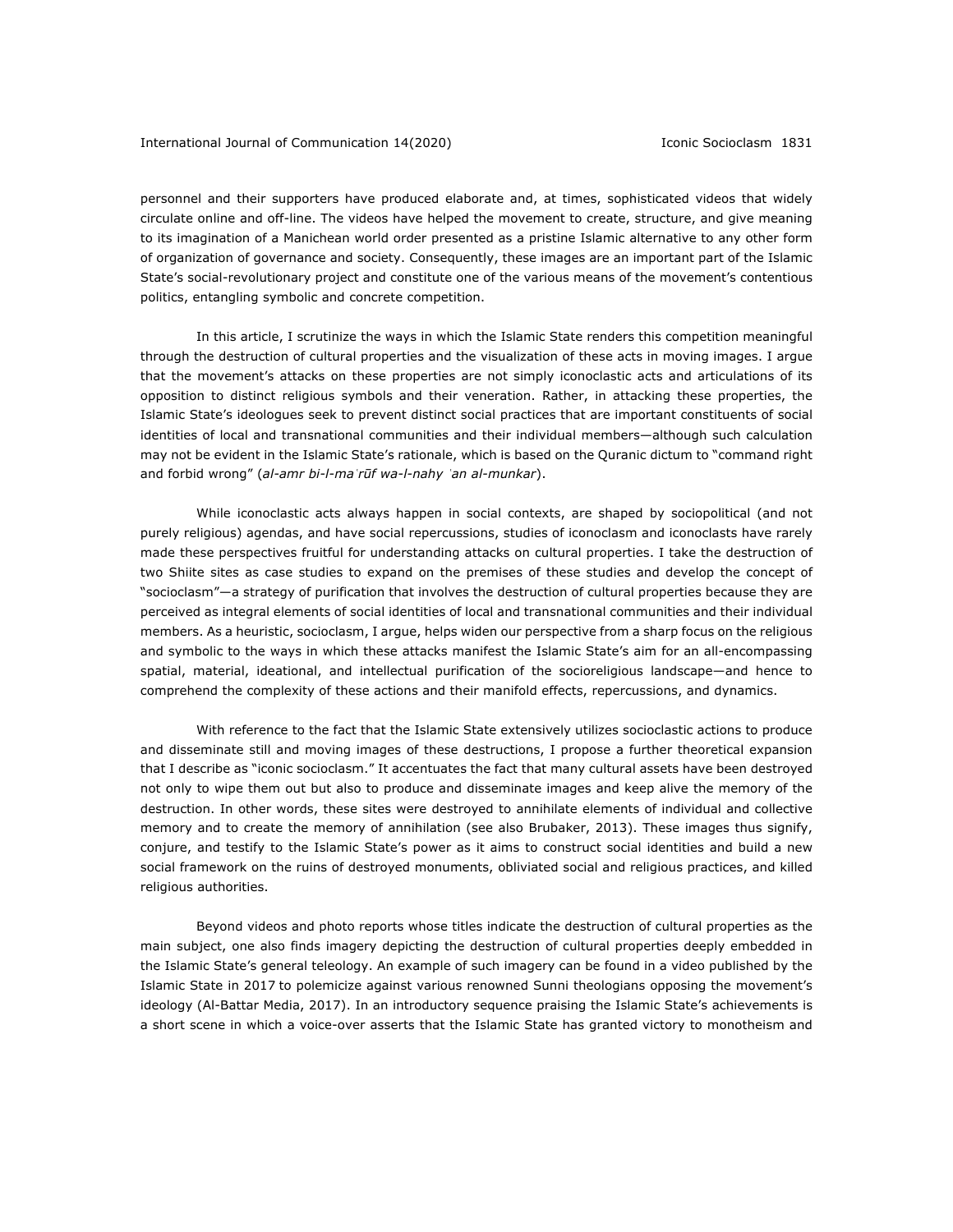personnel and their supporters have produced elaborate and, at times, sophisticated videos that widely circulate online and off-line. The videos have helped the movement to create, structure, and give meaning to its imagination of a Manichean world order presented as a pristine Islamic alternative to any other form of organization of governance and society. Consequently, these images are an important part of the Islamic State's social-revolutionary project and constitute one of the various means of the movement's contentious politics, entangling symbolic and concrete competition.

In this article, I scrutinize the ways in which the Islamic State renders this competition meaningful through the destruction of cultural properties and the visualization of these acts in moving images. I argue that the movement's attacks on these properties are not simply iconoclastic acts and articulations of its opposition to distinct religious symbols and their veneration. Rather, in attacking these properties, the Islamic State's ideologues seek to prevent distinct social practices that are important constituents of social identities of local and transnational communities and their individual members—although such calculation may not be evident in the Islamic State's rationale, which is based on the Quranic dictum to "command right and forbid wrong" (*al-amr bi-l-maʿrūf wa-l-nahy ʿan al-munkar*).

While iconoclastic acts always happen in social contexts, are shaped by sociopolitical (and not purely religious) agendas, and have social repercussions, studies of iconoclasm and iconoclasts have rarely made these perspectives fruitful for understanding attacks on cultural properties. I take the destruction of two Shiite sites as case studies to expand on the premises of these studies and develop the concept of "socioclasm"—a strategy of purification that involves the destruction of cultural properties because they are perceived as integral elements of social identities of local and transnational communities and their individual members. As a heuristic, socioclasm, I argue, helps widen our perspective from a sharp focus on the religious and symbolic to the ways in which these attacks manifest the Islamic State's aim for an all-encompassing spatial, material, ideational, and intellectual purification of the socioreligious landscape—and hence to comprehend the complexity of these actions and their manifold effects, repercussions, and dynamics.

With reference to the fact that the Islamic State extensively utilizes socioclastic actions to produce and disseminate still and moving images of these destructions, I propose a further theoretical expansion that I describe as "iconic socioclasm." It accentuates the fact that many cultural assets have been destroyed not only to wipe them out but also to produce and disseminate images and keep alive the memory of the destruction. In other words, these sites were destroyed to annihilate elements of individual and collective memory and to create the memory of annihilation (see also Brubaker, 2013). These images thus signify, conjure, and testify to the Islamic State's power as it aims to construct social identities and build a new social framework on the ruins of destroyed monuments, obliviated social and religious practices, and killed religious authorities.

Beyond videos and photo reports whose titles indicate the destruction of cultural properties as the main subject, one also finds imagery depicting the destruction of cultural properties deeply embedded in the Islamic State's general teleology. An example of such imagery can be found in a video published by the Islamic State in 2017 to polemicize against various renowned Sunni theologians opposing the movement's ideology (Al-Battar Media, 2017). In an introductory sequence praising the Islamic State's achievements is a short scene in which a voice-over asserts that the Islamic State has granted victory to monotheism and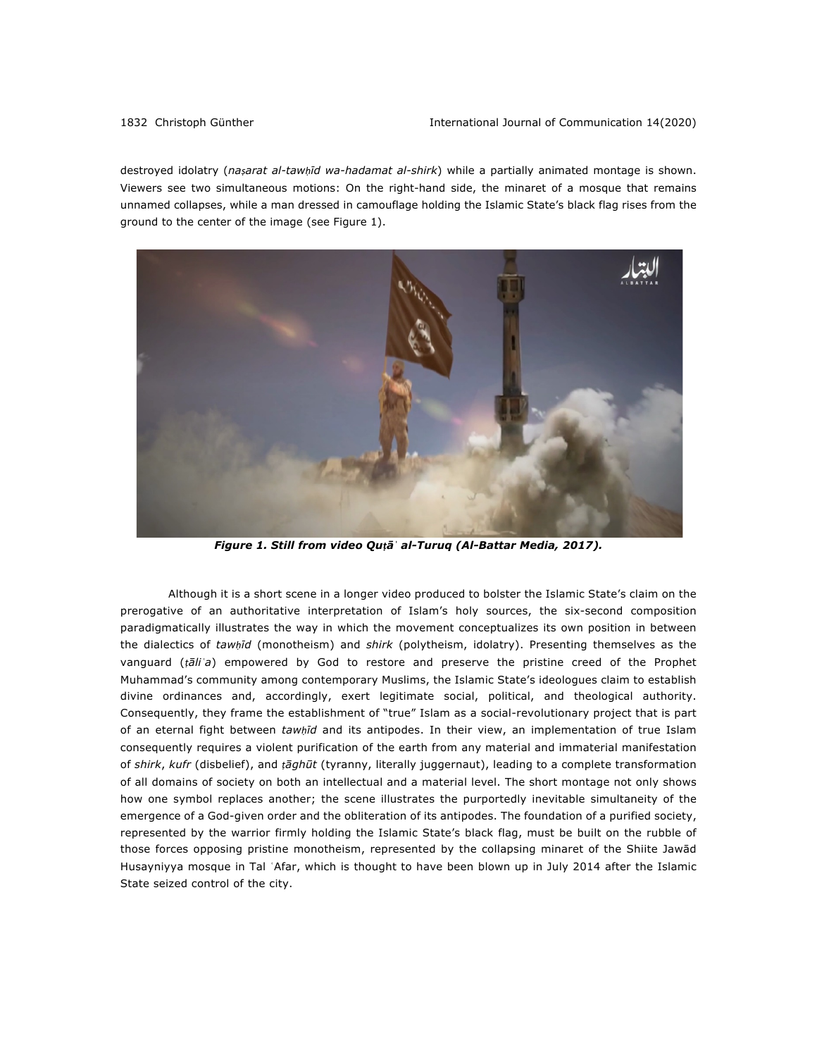destroyed idolatry (*naṣarat al-tawḥīd wa-hadamat al-shirk*) while a partially animated montage is shown. Viewers see two simultaneous motions: On the right-hand side, the minaret of a mosque that remains unnamed collapses, while a man dressed in camouflage holding the Islamic State's black flag rises from the ground to the center of the image (see Figure 1).

***Figure 1. Still from video Quṭāʿ al-Turuq (Al-Battar Media, 2017).***

Although it is a short scene in a longer video produced to bolster the Islamic State's claim on the prerogative of an authoritative interpretation of Islam's holy sources, the six-second composition paradigmatically illustrates the way in which the movement conceptualizes its own position in between the dialectics of *tawḥīd* (monotheism) and *shirk* (polytheism, idolatry). Presenting themselves as the vanguard (*ṭāliʿa*) empowered by God to restore and preserve the pristine creed of the Prophet Muhammad's community among contemporary Muslims, the Islamic State's ideologues claim to establish divine ordinances and, accordingly, exert legitimate social, political, and theological authority. Consequently, they frame the establishment of "true" Islam as a social-revolutionary project that is part of an eternal fight between *tawḥīd* and its antipodes. In their view, an implementation of true Islam consequently requires a violent purification of the earth from any material and immaterial manifestation of *shirk*, *kufr* (disbelief), and *ṭāghūt* (tyranny, literally juggernaut), leading to a complete transformation of all domains of society on both an intellectual and a material level. The short montage not only shows how one symbol replaces another; the scene illustrates the purportedly inevitable simultaneity of the emergence of a God-given order and the obliteration of its antipodes. The foundation of a purified society, represented by the warrior firmly holding the Islamic State's black flag, must be built on the rubble of those forces opposing pristine monotheism, represented by the collapsing minaret of the Shiite Jawād Husayniyya mosque in Tal ʿAfar, which is thought to have been blown up in July 2014 after the Islamic State seized control of the city.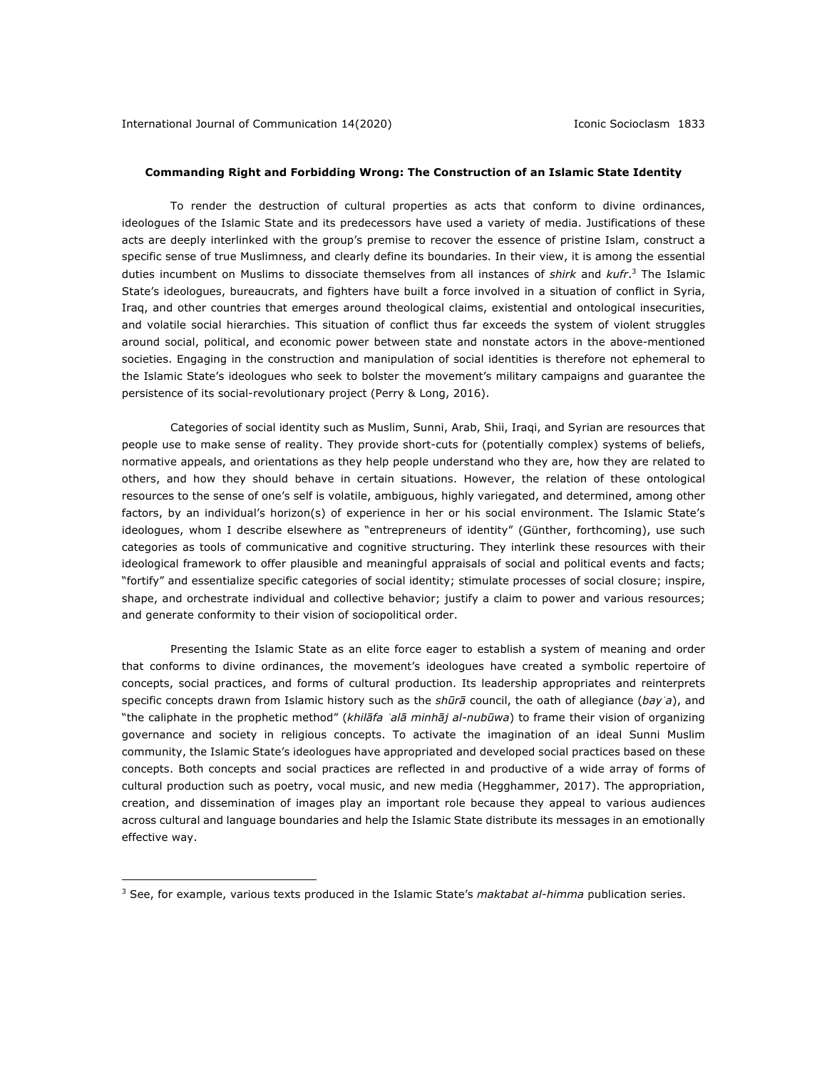**Commanding Right and Forbidding Wrong: The Construction of an Islamic State Identity**

To render the destruction of cultural properties as acts that conform to divine ordinances, ideologues of the Islamic State and its predecessors have used a variety of media. Justifications of these acts are deeply interlinked with the group's premise to recover the essence of pristine Islam, construct a specific sense of true Muslimness, and clearly define its boundaries. In their view, it is among the essential duties incumbent on Muslims to dissociate themselves from all instances of *shirk* and *kufr*.[3] The Islamic State's ideologues, bureaucrats, and fighters have built a force involved in a situation of conflict in Syria, Iraq, and other countries that emerges around theological claims, existential and ontological insecurities, and volatile social hierarchies. This situation of conflict thus far exceeds the system of violent struggles around social, political, and economic power between state and nonstate actors in the above-mentioned societies. Engaging in the construction and manipulation of social identities is therefore not ephemeral to the Islamic State's ideologues who seek to bolster the movement's military campaigns and guarantee the persistence of its social-revolutionary project (Perry & Long, 2016).

Categories of social identity such as Muslim, Sunni, Arab, Shii, Iraqi, and Syrian are resources that people use to make sense of reality. They provide short-cuts for (potentially complex) systems of beliefs, normative appeals, and orientations as they help people understand who they are, how they are related to others, and how they should behave in certain situations. However, the relation of these ontological resources to the sense of one's self is volatile, ambiguous, highly variegated, and determined, among other factors, by an individual's horizon(s) of experience in her or his social environment. The Islamic State's ideologues, whom I describe elsewhere as "entrepreneurs of identity" (Günther, forthcoming), use such categories as tools of communicative and cognitive structuring. They interlink these resources with their ideological framework to offer plausible and meaningful appraisals of social and political events and facts; "fortify" and essentialize specific categories of social identity; stimulate processes of social closure; inspire, shape, and orchestrate individual and collective behavior; justify a claim to power and various resources; and generate conformity to their vision of sociopolitical order.

Presenting the Islamic State as an elite force eager to establish a system of meaning and order that conforms to divine ordinances, the movement's ideologues have created a symbolic repertoire of concepts, social practices, and forms of cultural production. Its leadership appropriates and reinterprets specific concepts drawn from Islamic history such as the *shūrā* council, the oath of allegiance (*bayʿa*), and "the caliphate in the prophetic method" (*khilāfa ʿalā minhāj al-nubūwa*) to frame their vision of organizing governance and society in religious concepts. To activate the imagination of an ideal Sunni Muslim community, the Islamic State's ideologues have appropriated and developed social practices based on these concepts. Both concepts and social practices are reflected in and productive of a wide array of forms of cultural production such as poetry, vocal music, and new media (Hegghammer, 2017). The appropriation, creation, and dissemination of images play an important role because they appeal to various audiences across cultural and language boundaries and help the Islamic State distribute its messages in an emotionally effective way.

---

[3] See, for example, various texts produced in the Islamic State's *maktabat al-himma* publication series.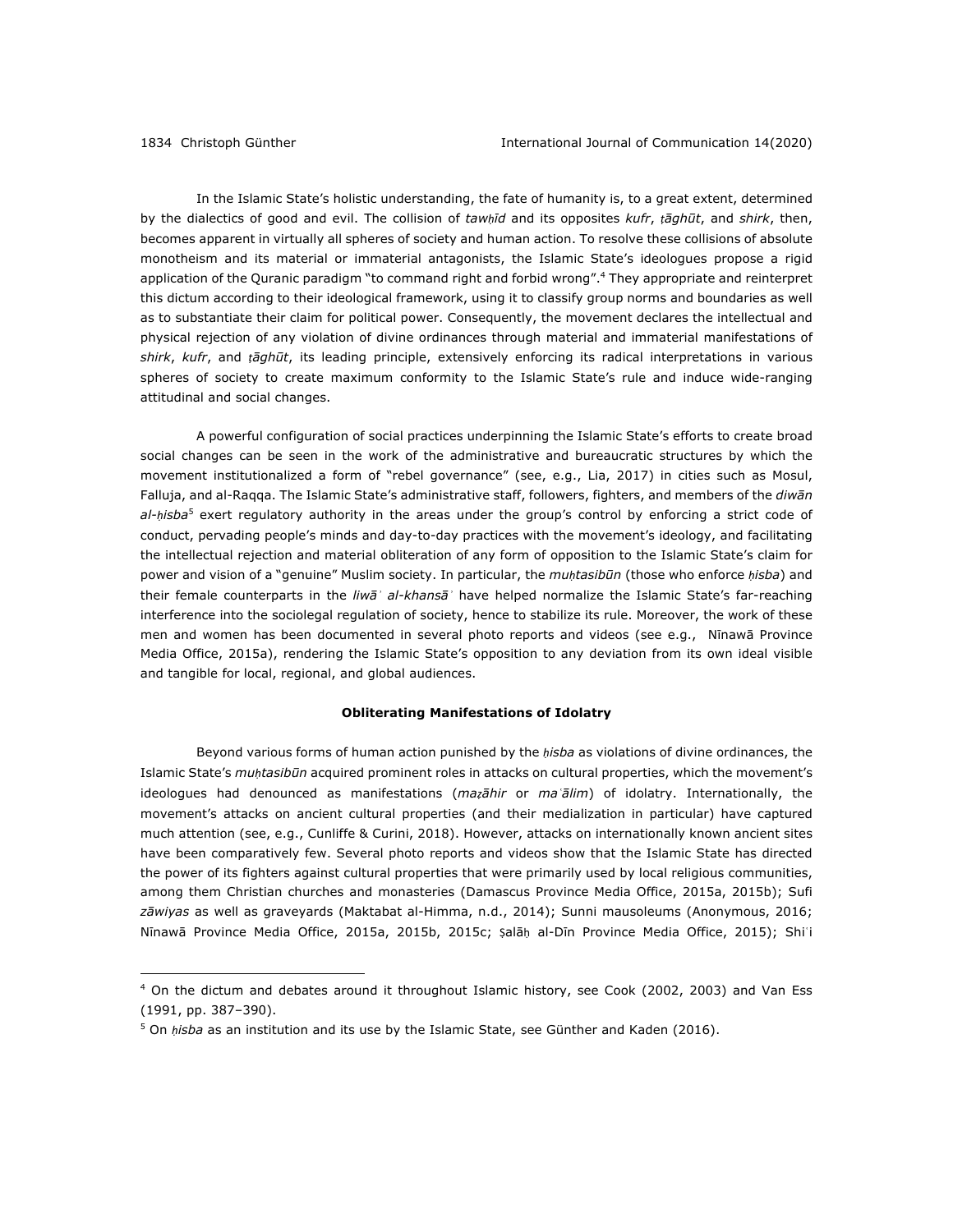In the Islamic State's holistic understanding, the fate of humanity is, to a great extent, determined by the dialectics of good and evil. The collision of *tawḥīd* and its opposites *kufr*, *ṭāghūt*, and *shirk*, then, becomes apparent in virtually all spheres of society and human action. To resolve these collisions of absolute monotheism and its material or immaterial antagonists, the Islamic State's ideologues propose a rigid application of the Quranic paradigm "to command right and forbid wrong".[4] They appropriate and reinterpret this dictum according to their ideological framework, using it to classify group norms and boundaries as well as to substantiate their claim for political power. Consequently, the movement declares the intellectual and physical rejection of any violation of divine ordinances through material and immaterial manifestations of *shirk*, *kufr*, and *ṭāghūt*, its leading principle, extensively enforcing its radical interpretations in various spheres of society to create maximum conformity to the Islamic State's rule and induce wide-ranging attitudinal and social changes.

A powerful configuration of social practices underpinning the Islamic State's efforts to create broad social changes can be seen in the work of the administrative and bureaucratic structures by which the movement institutionalized a form of "rebel governance" (see, e.g., Lia, 2017) in cities such as Mosul, Falluja, and al-Raqqa. The Islamic State's administrative staff, followers, fighters, and members of the *diwān al-ḥisba*[5] exert regulatory authority in the areas under the group's control by enforcing a strict code of conduct, pervading people's minds and day-to-day practices with the movement's ideology, and facilitating the intellectual rejection and material obliteration of any form of opposition to the Islamic State's claim for power and vision of a "genuine" Muslim society. In particular, the *muḥtasibūn* (those who enforce *ḥisba*) and their female counterparts in the *liwāʾ al-khansāʾ* have helped normalize the Islamic State's far-reaching interference into the sociolegal regulation of society, hence to stabilize its rule. Moreover, the work of these men and women has been documented in several photo reports and videos (see e.g., Nīnawā Province Media Office, 2015a), rendering the Islamic State's opposition to any deviation from its own ideal visible and tangible for local, regional, and global audiences.

**Obliterating Manifestations of Idolatry**

Beyond various forms of human action punished by the *ḥisba* as violations of divine ordinances, the Islamic State's *muḥtasibūn* acquired prominent roles in attacks on cultural properties, which the movement's ideologues had denounced as manifestations (*maẓāhir* or *maʿālim*) of idolatry. Internationally, the movement's attacks on ancient cultural properties (and their medialization in particular) have captured much attention (see, e.g., Cunliffe & Curini, 2018). However, attacks on internationally known ancient sites have been comparatively few. Several photo reports and videos show that the Islamic State has directed the power of its fighters against cultural properties that were primarily used by local religious communities, among them Christian churches and monasteries (Damascus Province Media Office, 2015a, 2015b); Sufi *zāwiyas* as well as graveyards (Maktabat al-Himma, n.d., 2014); Sunni mausoleums (Anonymous, 2016; Nīnawā Province Media Office, 2015a, 2015b, 2015c; Ṣalāḥ al-Dīn Province Media Office, 2015); Shiʿi

---

[4] On the dictum and debates around it throughout Islamic history, see Cook (2002, 2003) and Van Ess (1991, pp. 387–390).

[5] On *ḥisba* as an institution and its use by the Islamic State, see Günther and Kaden (2016).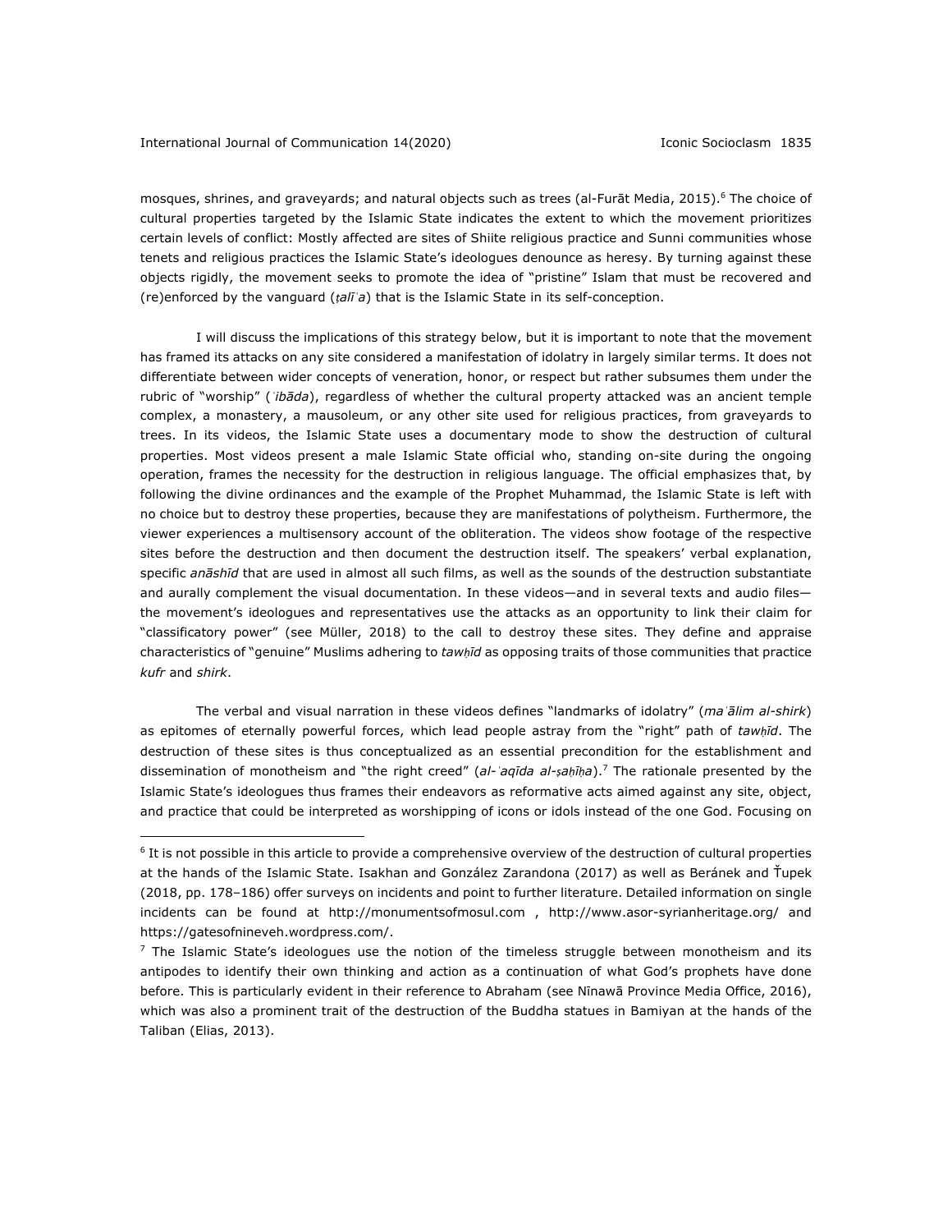mosques, shrines, and graveyards; and natural objects such as trees (al-Furāt Media, 2015).[6] The choice of cultural properties targeted by the Islamic State indicates the extent to which the movement prioritizes certain levels of conflict: Mostly affected are sites of Shiite religious practice and Sunni communities whose tenets and religious practices the Islamic State's ideologues denounce as heresy. By turning against these objects rigidly, the movement seeks to promote the idea of "pristine" Islam that must be recovered and (re)enforced by the vanguard (*ṭalīʿa*) that is the Islamic State in its self-conception.

I will discuss the implications of this strategy below, but it is important to note that the movement has framed its attacks on any site considered a manifestation of idolatry in largely similar terms. It does not differentiate between wider concepts of veneration, honor, or respect but rather subsumes them under the rubric of "worship" (*ʿibāda*), regardless of whether the cultural property attacked was an ancient temple complex, a monastery, a mausoleum, or any other site used for religious practices, from graveyards to trees. In its videos, the Islamic State uses a documentary mode to show the destruction of cultural properties. Most videos present a male Islamic State official who, standing on-site during the ongoing operation, frames the necessity for the destruction in religious language. The official emphasizes that, by following the divine ordinances and the example of the Prophet Muhammad, the Islamic State is left with no choice but to destroy these properties, because they are manifestations of polytheism. Furthermore, the viewer experiences a multisensory account of the obliteration. The videos show footage of the respective sites before the destruction and then document the destruction itself. The speakers' verbal explanation, specific *anāshīd* that are used in almost all such films, as well as the sounds of the destruction substantiate and aurally complement the visual documentation. In these videos—and in several texts and audio files—the movement's ideologues and representatives use the attacks as an opportunity to link their claim for "classificatory power" (see Müller, 2018) to the call to destroy these sites. They define and appraise characteristics of "genuine" Muslims adhering to *tawḥīd* as opposing traits of those communities that practice *kufr* and *shirk*.

The verbal and visual narration in these videos defines "landmarks of idolatry" (*maʿālim al-shirk*) as epitomes of eternally powerful forces, which lead people astray from the "right" path of *tawḥīd*. The destruction of these sites is thus conceptualized as an essential precondition for the establishment and dissemination of monotheism and "the right creed" (*al-ʿaqīda al-ṣaḥīḥa*).[7] The rationale presented by the Islamic State's ideologues thus frames their endeavors as reformative acts aimed against any site, object, and practice that could be interpreted as worshipping of icons or idols instead of the one God. Focusing on

---

[6] It is not possible in this article to provide a comprehensive overview of the destruction of cultural properties at the hands of the Islamic State. Isakhan and González Zarandona (2017) as well as Beránek and Ťupek (2018, pp. 178–186) offer surveys on incidents and point to further literature. Detailed information on single incidents can be found at http://monumentsofmosul.com , http://www.asor-syrianheritage.org/ and https://gatesofnineveh.wordpress.com/.

[7] The Islamic State's ideologues use the notion of the timeless struggle between monotheism and its antipodes to identify their own thinking and action as a continuation of what God's prophets have done before. This is particularly evident in their reference to Abraham (see Nīnawā Province Media Office, 2016), which was also a prominent trait of the destruction of the Buddha statues in Bamiyan at the hands of the Taliban (Elias, 2013).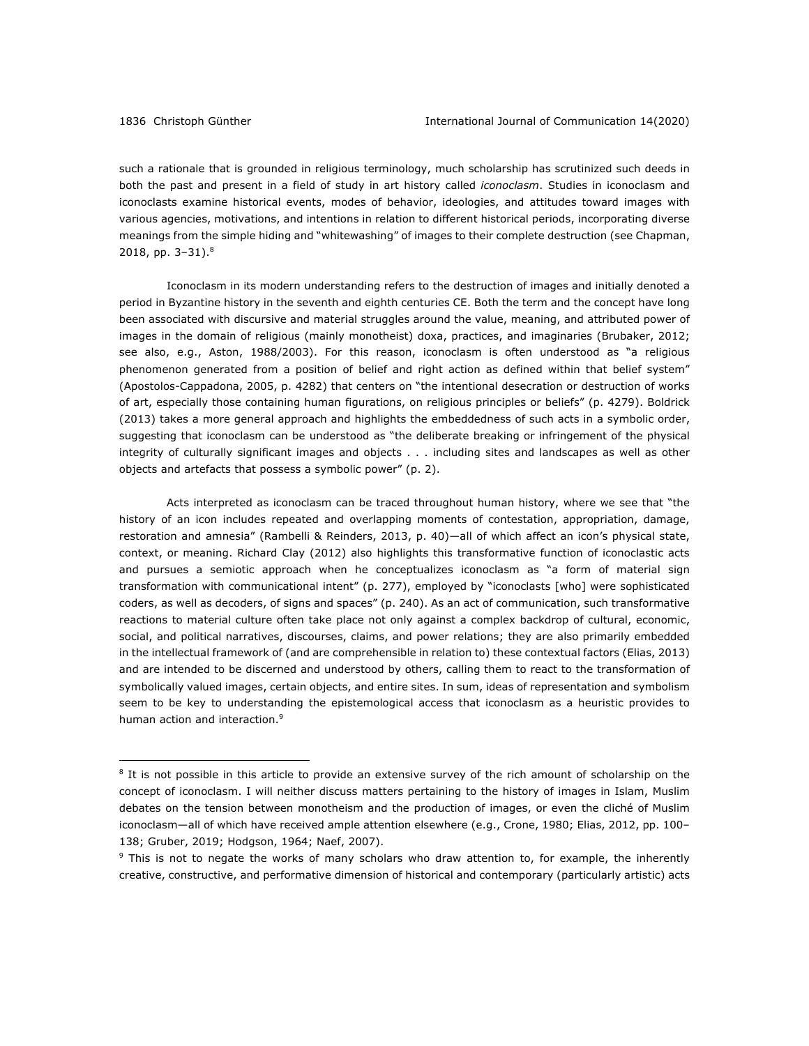such a rationale that is grounded in religious terminology, much scholarship has scrutinized such deeds in both the past and present in a field of study in art history called *iconoclasm*. Studies in iconoclasm and iconoclasts examine historical events, modes of behavior, ideologies, and attitudes toward images with various agencies, motivations, and intentions in relation to different historical periods, incorporating diverse meanings from the simple hiding and "whitewashing" of images to their complete destruction (see Chapman, 2018, pp. 3–31).[8]

Iconoclasm in its modern understanding refers to the destruction of images and initially denoted a period in Byzantine history in the seventh and eighth centuries CE. Both the term and the concept have long been associated with discursive and material struggles around the value, meaning, and attributed power of images in the domain of religious (mainly monotheist) doxa, practices, and imaginaries (Brubaker, 2012; see also, e.g., Aston, 1988/2003). For this reason, iconoclasm is often understood as "a religious phenomenon generated from a position of belief and right action as defined within that belief system" (Apostolos-Cappadona, 2005, p. 4282) that centers on "the intentional desecration or destruction of works of art, especially those containing human figurations, on religious principles or beliefs" (p. 4279). Boldrick (2013) takes a more general approach and highlights the embeddedness of such acts in a symbolic order, suggesting that iconoclasm can be understood as "the deliberate breaking or infringement of the physical integrity of culturally significant images and objects . . . including sites and landscapes as well as other objects and artefacts that possess a symbolic power" (p. 2).

Acts interpreted as iconoclasm can be traced throughout human history, where we see that "the history of an icon includes repeated and overlapping moments of contestation, appropriation, damage, restoration and amnesia" (Rambelli & Reinders, 2013, p. 40)—all of which affect an icon's physical state, context, or meaning. Richard Clay (2012) also highlights this transformative function of iconoclastic acts and pursues a semiotic approach when he conceptualizes iconoclasm as "a form of material sign transformation with communicational intent" (p. 277), employed by "iconoclasts [who] were sophisticated coders, as well as decoders, of signs and spaces" (p. 240). As an act of communication, such transformative reactions to material culture often take place not only against a complex backdrop of cultural, economic, social, and political narratives, discourses, claims, and power relations; they are also primarily embedded in the intellectual framework of (and are comprehensible in relation to) these contextual factors (Elias, 2013) and are intended to be discerned and understood by others, calling them to react to the transformation of symbolically valued images, certain objects, and entire sites. In sum, ideas of representation and symbolism seem to be key to understanding the epistemological access that iconoclasm as a heuristic provides to human action and interaction.[9]

---

[8] It is not possible in this article to provide an extensive survey of the rich amount of scholarship on the concept of iconoclasm. I will neither discuss matters pertaining to the history of images in Islam, Muslim debates on the tension between monotheism and the production of images, or even the cliché of Muslim iconoclasm—all of which have received ample attention elsewhere (e.g., Crone, 1980; Elias, 2012, pp. 100–138; Gruber, 2019; Hodgson, 1964; Naef, 2007).

[9] This is not to negate the works of many scholars who draw attention to, for example, the inherently creative, constructive, and performative dimension of historical and contemporary (particularly artistic) acts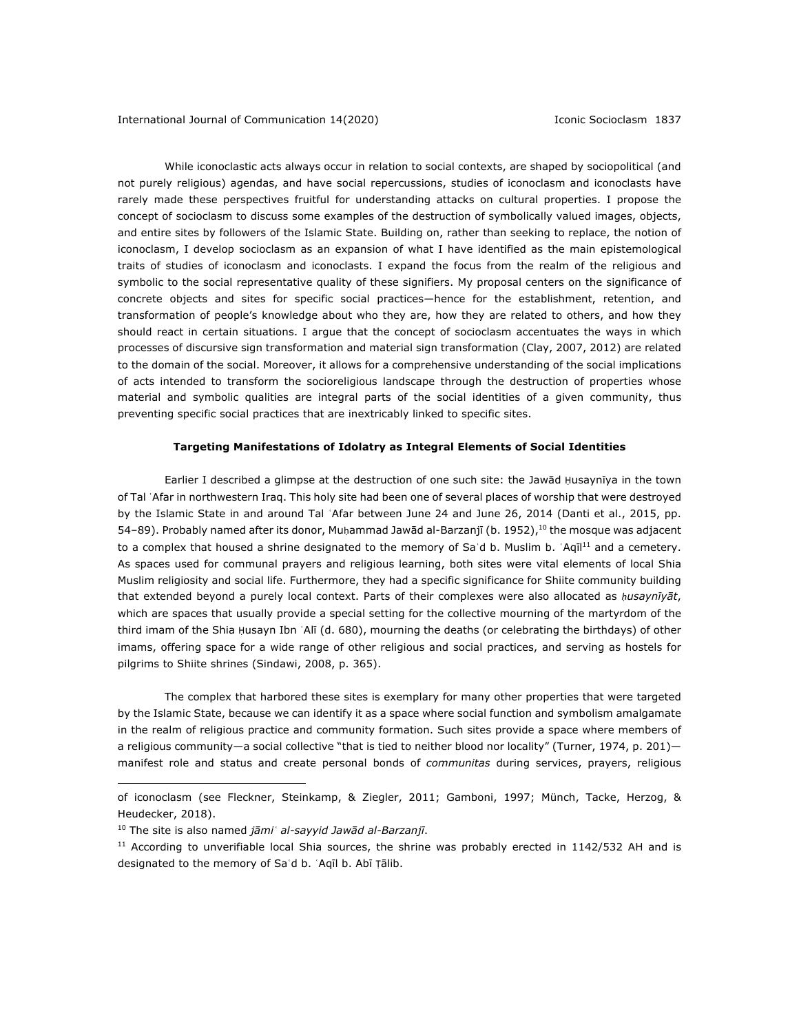While iconoclastic acts always occur in relation to social contexts, are shaped by sociopolitical (and not purely religious) agendas, and have social repercussions, studies of iconoclasm and iconoclasts have rarely made these perspectives fruitful for understanding attacks on cultural properties. I propose the concept of socioclasm to discuss some examples of the destruction of symbolically valued images, objects, and entire sites by followers of the Islamic State. Building on, rather than seeking to replace, the notion of iconoclasm, I develop socioclasm as an expansion of what I have identified as the main epistemological traits of studies of iconoclasm and iconoclasts. I expand the focus from the realm of the religious and symbolic to the social representative quality of these signifiers. My proposal centers on the significance of concrete objects and sites for specific social practices—hence for the establishment, retention, and transformation of people's knowledge about who they are, how they are related to others, and how they should react in certain situations. I argue that the concept of socioclasm accentuates the ways in which processes of discursive sign transformation and material sign transformation (Clay, 2007, 2012) are related to the domain of the social. Moreover, it allows for a comprehensive understanding of the social implications of acts intended to transform the socioreligious landscape through the destruction of properties whose material and symbolic qualities are integral parts of the social identities of a given community, thus preventing specific social practices that are inextricably linked to specific sites.

**Targeting Manifestations of Idolatry as Integral Elements of Social Identities**

Earlier I described a glimpse at the destruction of one such site: the Jawād Ḥusaynīya in the town of Tal ʿAfar in northwestern Iraq. This holy site had been one of several places of worship that were destroyed by the Islamic State in and around Tal ʿAfar between June 24 and June 26, 2014 (Danti et al., 2015, pp. 54–89). Probably named after its donor, Muḥammad Jawād al-Barzanjī (b. 1952),[10] the mosque was adjacent to a complex that housed a shrine designated to the memory of Saʿd b. Muslim b. ʿAqīl[11] and a cemetery. As spaces used for communal prayers and religious learning, both sites were vital elements of local Shia Muslim religiosity and social life. Furthermore, they had a specific significance for Shiite community building that extended beyond a purely local context. Parts of their complexes were also allocated as *ḥusaynīyāt*, which are spaces that usually provide a special setting for the collective mourning of the martyrdom of the third imam of the Shia Ḥusayn Ibn ʿAlī (d. 680), mourning the deaths (or celebrating the birthdays) of other imams, offering space for a wide range of other religious and social practices, and serving as hostels for pilgrims to Shiite shrines (Sindawi, 2008, p. 365).

The complex that harbored these sites is exemplary for many other properties that were targeted by the Islamic State, because we can identify it as a space where social function and symbolism amalgamate in the realm of religious practice and community formation. Such sites provide a space where members of a religious community—a social collective "that is tied to neither blood nor locality" (Turner, 1974, p. 201)—manifest role and status and create personal bonds of *communitas* during services, prayers, religious

---

of iconoclasm (see Fleckner, Steinkamp, & Ziegler, 2011; Gamboni, 1997; Münch, Tacke, Herzog, & Heudecker, 2018).

[10] The site is also named *jāmiʿ al-sayyid Jawād al-Barzanjī*.

[11] According to unverifiable local Shia sources, the shrine was probably erected in 1142/532 AH and is designated to the memory of Saʿd b. ʿAqīl b. Abī Ṭālib.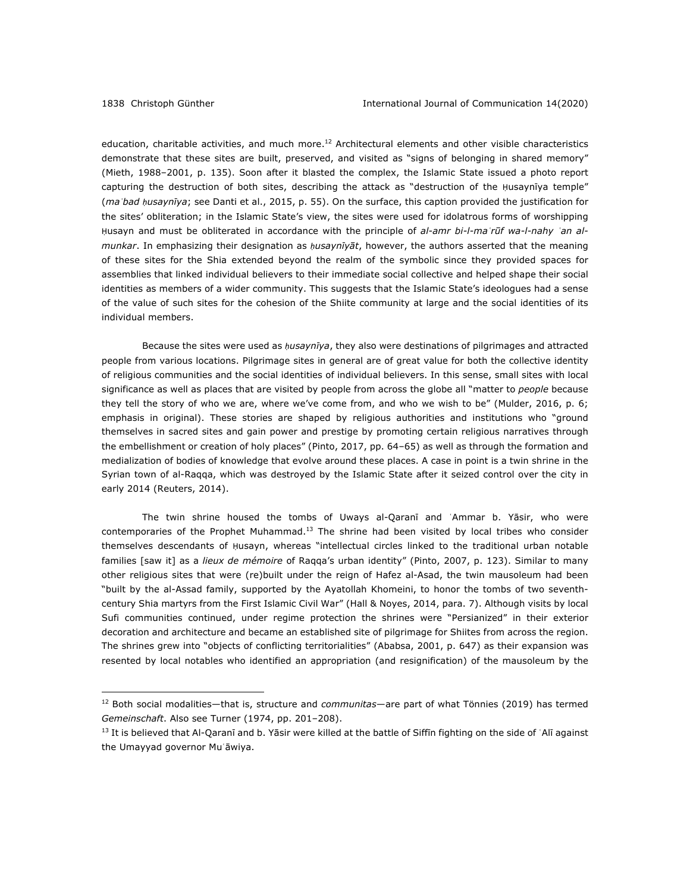education, charitable activities, and much more.[12] Architectural elements and other visible characteristics demonstrate that these sites are built, preserved, and visited as "signs of belonging in shared memory" (Mieth, 1988–2001, p. 135). Soon after it blasted the complex, the Islamic State issued a photo report capturing the destruction of both sites, describing the attack as "destruction of the Ḥusaynīya temple" (*maʿbad ḥusaynīya*; see Danti et al., 2015, p. 55). On the surface, this caption provided the justification for the sites' obliteration; in the Islamic State's view, the sites were used for idolatrous forms of worshipping Ḥusayn and must be obliterated in accordance with the principle of *al-amr bi-l-maʿrūf wa-l-nahy ʿan al-munkar*. In emphasizing their designation as *ḥusaynīyāt*, however, the authors asserted that the meaning of these sites for the Shia extended beyond the realm of the symbolic since they provided spaces for assemblies that linked individual believers to their immediate social collective and helped shape their social identities as members of a wider community. This suggests that the Islamic State's ideologues had a sense of the value of such sites for the cohesion of the Shiite community at large and the social identities of its individual members.

Because the sites were used as *ḥusaynīya*, they also were destinations of pilgrimages and attracted people from various locations. Pilgrimage sites in general are of great value for both the collective identity of religious communities and the social identities of individual believers. In this sense, small sites with local significance as well as places that are visited by people from across the globe all "matter to *people* because they tell the story of who we are, where we've come from, and who we wish to be" (Mulder, 2016, p. 6; emphasis in original). These stories are shaped by religious authorities and institutions who "ground themselves in sacred sites and gain power and prestige by promoting certain religious narratives through the embellishment or creation of holy places" (Pinto, 2017, pp. 64–65) as well as through the formation and medialization of bodies of knowledge that evolve around these places. A case in point is a twin shrine in the Syrian town of al-Raqqa, which was destroyed by the Islamic State after it seized control over the city in early 2014 (Reuters, 2014).

The twin shrine housed the tombs of Uways al-Qaranī and ʿAmmar b. Yāsir, who were contemporaries of the Prophet Muhammad.[13] The shrine had been visited by local tribes who consider themselves descendants of Ḥusayn, whereas "intellectual circles linked to the traditional urban notable families [saw it] as a *lieux de mémoire* of Raqqa's urban identity" (Pinto, 2007, p. 123). Similar to many other religious sites that were (re)built under the reign of Hafez al-Asad, the twin mausoleum had been "built by the al-Assad family, supported by the Ayatollah Khomeini, to honor the tombs of two seventh-century Shia martyrs from the First Islamic Civil War" (Hall & Noyes, 2014, para. 7). Although visits by local Sufi communities continued, under regime protection the shrines were "Persianized" in their exterior decoration and architecture and became an established site of pilgrimage for Shiites from across the region. The shrines grew into "objects of conflicting territorialities" (Ababsa, 2001, p. 647) as their expansion was resented by local notables who identified an appropriation (and resignification) of the mausoleum by the

---

[12] Both social modalities—that is, structure and *communitas*—are part of what Tönnies (2019) has termed *Gemeinschaft*. Also see Turner (1974, pp. 201–208).

[13] It is believed that Al-Qaranī and b. Yāsir were killed at the battle of Siffīn fighting on the side of ʿAlī against the Umayyad governor Muʿāwiya.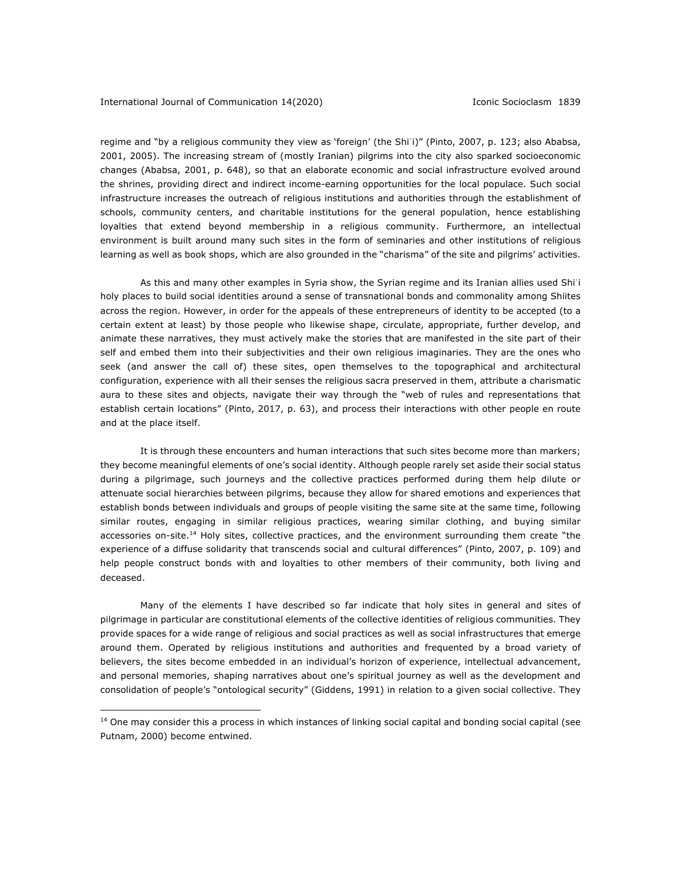regime and "by a religious community they view as 'foreign' (the Shiʿi)" (Pinto, 2007, p. 123; also Ababsa, 2001, 2005). The increasing stream of (mostly Iranian) pilgrims into the city also sparked socioeconomic changes (Ababsa, 2001, p. 648), so that an elaborate economic and social infrastructure evolved around the shrines, providing direct and indirect income-earning opportunities for the local populace. Such social infrastructure increases the outreach of religious institutions and authorities through the establishment of schools, community centers, and charitable institutions for the general population, hence establishing loyalties that extend beyond membership in a religious community. Furthermore, an intellectual environment is built around many such sites in the form of seminaries and other institutions of religious learning as well as book shops, which are also grounded in the "charisma" of the site and pilgrims' activities.

As this and many other examples in Syria show, the Syrian regime and its Iranian allies used Shiʿi holy places to build social identities around a sense of transnational bonds and commonality among Shiites across the region. However, in order for the appeals of these entrepreneurs of identity to be accepted (to a certain extent at least) by those people who likewise shape, circulate, appropriate, further develop, and animate these narratives, they must actively make the stories that are manifested in the site part of their self and embed them into their subjectivities and their own religious imaginaries. They are the ones who seek (and answer the call of) these sites, open themselves to the topographical and architectural configuration, experience with all their senses the religious sacra preserved in them, attribute a charismatic aura to these sites and objects, navigate their way through the "web of rules and representations that establish certain locations" (Pinto, 2017, p. 63), and process their interactions with other people en route and at the place itself.

It is through these encounters and human interactions that such sites become more than markers; they become meaningful elements of one's social identity. Although people rarely set aside their social status during a pilgrimage, such journeys and the collective practices performed during them help dilute or attenuate social hierarchies between pilgrims, because they allow for shared emotions and experiences that establish bonds between individuals and groups of people visiting the same site at the same time, following similar routes, engaging in similar religious practices, wearing similar clothing, and buying similar accessories on-site.[14] Holy sites, collective practices, and the environment surrounding them create "the experience of a diffuse solidarity that transcends social and cultural differences" (Pinto, 2007, p. 109) and help people construct bonds with and loyalties to other members of their community, both living and deceased.

Many of the elements I have described so far indicate that holy sites in general and sites of pilgrimage in particular are constitutional elements of the collective identities of religious communities. They provide spaces for a wide range of religious and social practices as well as social infrastructures that emerge around them. Operated by religious institutions and authorities and frequented by a broad variety of believers, the sites become embedded in an individual's horizon of experience, intellectual advancement, and personal memories, shaping narratives about one's spiritual journey as well as the development and consolidation of people's "ontological security" (Giddens, 1991) in relation to a given social collective. They

[14] One may consider this a process in which instances of linking social capital and bonding social capital (see Putnam, 2000) become entwined.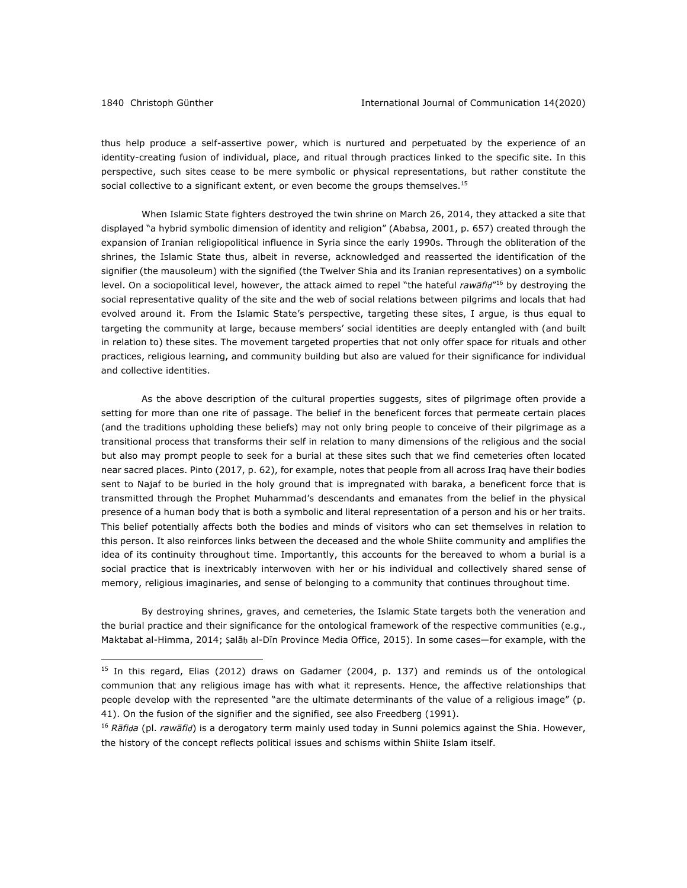thus help produce a self-assertive power, which is nurtured and perpetuated by the experience of an identity-creating fusion of individual, place, and ritual through practices linked to the specific site. In this perspective, such sites cease to be mere symbolic or physical representations, but rather constitute the social collective to a significant extent, or even become the groups themselves.[15]

When Islamic State fighters destroyed the twin shrine on March 26, 2014, they attacked a site that displayed "a hybrid symbolic dimension of identity and religion" (Ababsa, 2001, p. 657) created through the expansion of Iranian religiopolitical influence in Syria since the early 1990s. Through the obliteration of the shrines, the Islamic State thus, albeit in reverse, acknowledged and reasserted the identification of the signifier (the mausoleum) with the signified (the Twelver Shia and its Iranian representatives) on a symbolic level. On a sociopolitical level, however, the attack aimed to repel "the hateful *rawāfiḍ*"[16] by destroying the social representative quality of the site and the web of social relations between pilgrims and locals that had evolved around it. From the Islamic State's perspective, targeting these sites, I argue, is thus equal to targeting the community at large, because members' social identities are deeply entangled with (and built in relation to) these sites. The movement targeted properties that not only offer space for rituals and other practices, religious learning, and community building but also are valued for their significance for individual and collective identities.

As the above description of the cultural properties suggests, sites of pilgrimage often provide a setting for more than one rite of passage. The belief in the beneficent forces that permeate certain places (and the traditions upholding these beliefs) may not only bring people to conceive of their pilgrimage as a transitional process that transforms their self in relation to many dimensions of the religious and the social but also may prompt people to seek for a burial at these sites such that we find cemeteries often located near sacred places. Pinto (2017, p. 62), for example, notes that people from all across Iraq have their bodies sent to Najaf to be buried in the holy ground that is impregnated with baraka, a beneficent force that is transmitted through the Prophet Muhammad's descendants and emanates from the belief in the physical presence of a human body that is both a symbolic and literal representation of a person and his or her traits. This belief potentially affects both the bodies and minds of visitors who can set themselves in relation to this person. It also reinforces links between the deceased and the whole Shiite community and amplifies the idea of its continuity throughout time. Importantly, this accounts for the bereaved to whom a burial is a social practice that is inextricably interwoven with her or his individual and collectively shared sense of memory, religious imaginaries, and sense of belonging to a community that continues throughout time.

By destroying shrines, graves, and cemeteries, the Islamic State targets both the veneration and the burial practice and their significance for the ontological framework of the respective communities (e.g., Maktabat al-Himma, 2014; Ṣalāḥ al-Dīn Province Media Office, 2015). In some cases—for example, with the

---

[15] In this regard, Elias (2012) draws on Gadamer (2004, p. 137) and reminds us of the ontological communion that any religious image has with what it represents. Hence, the affective relationships that people develop with the represented "are the ultimate determinants of the value of a religious image" (p. 41). On the fusion of the signifier and the signified, see also Freedberg (1991).

[16] *Rāfiḍa* (pl. *rawāfiḍ*) is a derogatory term mainly used today in Sunni polemics against the Shia. However, the history of the concept reflects political issues and schisms within Shiite Islam itself.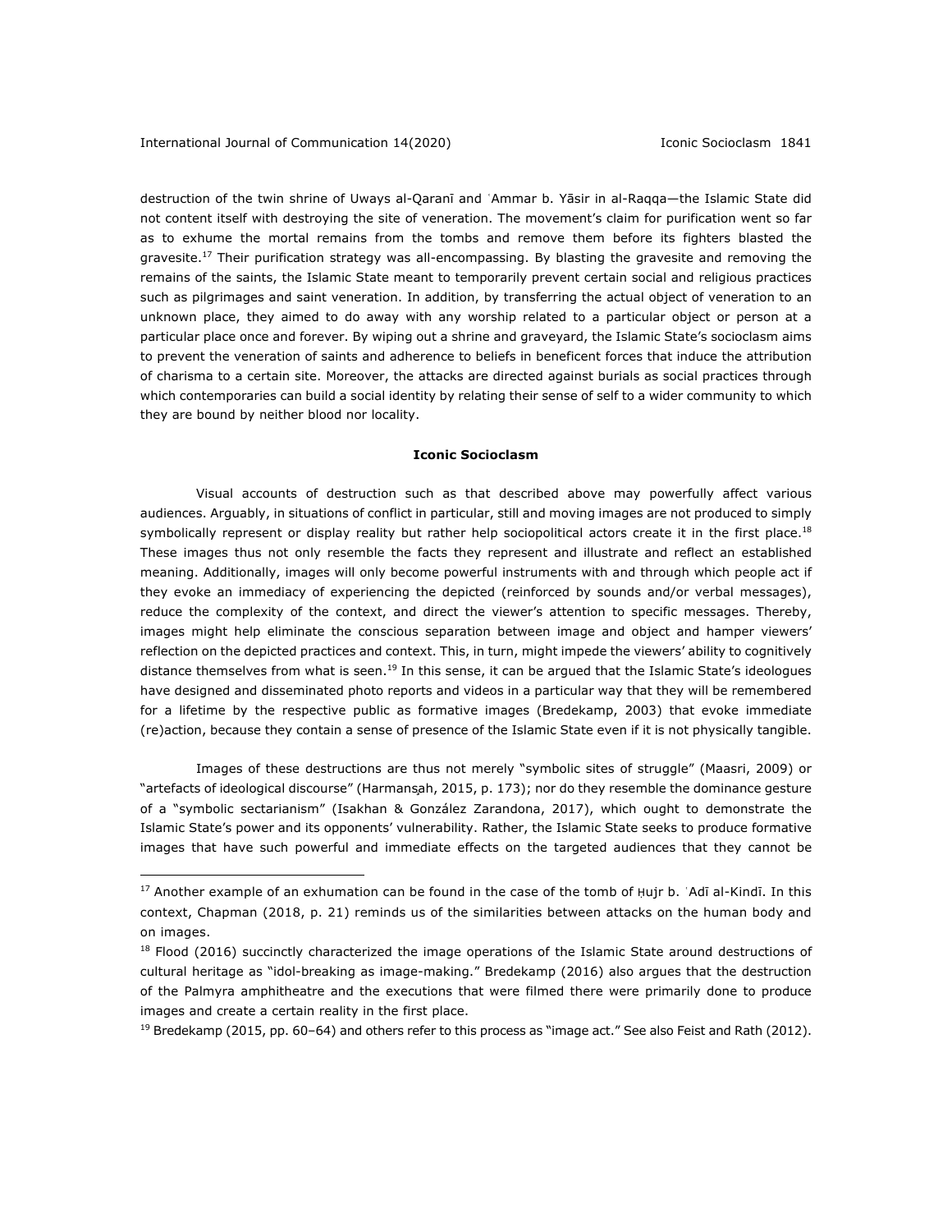destruction of the twin shrine of Uways al-Qaranī and ʿAmmar b. Yāsir in al-Raqqa—the Islamic State did not content itself with destroying the site of veneration. The movement's claim for purification went so far as to exhume the mortal remains from the tombs and remove them before its fighters blasted the gravesite.[17] Their purification strategy was all-encompassing. By blasting the gravesite and removing the remains of the saints, the Islamic State meant to temporarily prevent certain social and religious practices such as pilgrimages and saint veneration. In addition, by transferring the actual object of veneration to an unknown place, they aimed to do away with any worship related to a particular object or person at a particular place once and forever. By wiping out a shrine and graveyard, the Islamic State's socioclasm aims to prevent the veneration of saints and adherence to beliefs in beneficent forces that induce the attribution of charisma to a certain site. Moreover, the attacks are directed against burials as social practices through which contemporaries can build a social identity by relating their sense of self to a wider community to which they are bound by neither blood nor locality.

## Iconic Socioclasm

Visual accounts of destruction such as that described above may powerfully affect various audiences. Arguably, in situations of conflict in particular, still and moving images are not produced to simply symbolically represent or display reality but rather help sociopolitical actors create it in the first place.[18] These images thus not only resemble the facts they represent and illustrate and reflect an established meaning. Additionally, images will only become powerful instruments with and through which people act if they evoke an immediacy of experiencing the depicted (reinforced by sounds and/or verbal messages), reduce the complexity of the context, and direct the viewer's attention to specific messages. Thereby, images might help eliminate the conscious separation between image and object and hamper viewers' reflection on the depicted practices and context. This, in turn, might impede the viewers' ability to cognitively distance themselves from what is seen.[19] In this sense, it can be argued that the Islamic State's ideologues have designed and disseminated photo reports and videos in a particular way that they will be remembered for a lifetime by the respective public as formative images (Bredekamp, 2003) that evoke immediate (re)action, because they contain a sense of presence of the Islamic State even if it is not physically tangible.

Images of these destructions are thus not merely "symbolic sites of struggle" (Maasri, 2009) or "artefacts of ideological discourse" (Harmanşah, 2015, p. 173); nor do they resemble the dominance gesture of a "symbolic sectarianism" (Isakhan & González Zarandona, 2017), which ought to demonstrate the Islamic State's power and its opponents' vulnerability. Rather, the Islamic State seeks to produce formative images that have such powerful and immediate effects on the targeted audiences that they cannot be

---

[17] Another example of an exhumation can be found in the case of the tomb of Ḥujr b. ʿAdī al-Kindī. In this context, Chapman (2018, p. 21) reminds us of the similarities between attacks on the human body and on images.

[18] Flood (2016) succinctly characterized the image operations of the Islamic State around destructions of cultural heritage as "idol-breaking as image-making." Bredekamp (2016) also argues that the destruction of the Palmyra amphitheatre and the executions that were filmed there were primarily done to produce images and create a certain reality in the first place.

[19] Bredekamp (2015, pp. 60–64) and others refer to this process as "image act." See also Feist and Rath (2012).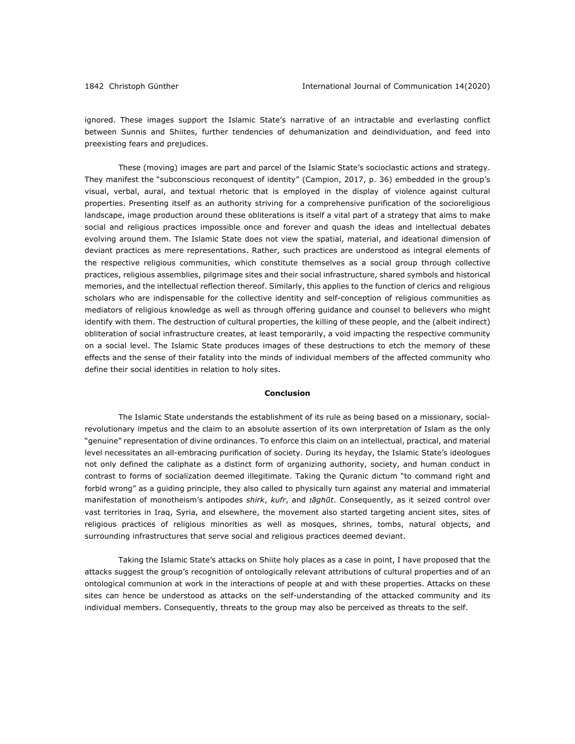ignored. These images support the Islamic State's narrative of an intractable and everlasting conflict between Sunnis and Shiites, further tendencies of dehumanization and deindividuation, and feed into preexisting fears and prejudices.

These (moving) images are part and parcel of the Islamic State's socioclastic actions and strategy. They manifest the "subconscious reconquest of identity" (Campion, 2017, p. 36) embedded in the group's visual, verbal, aural, and textual rhetoric that is employed in the display of violence against cultural properties. Presenting itself as an authority striving for a comprehensive purification of the socioreligious landscape, image production around these obliterations is itself a vital part of a strategy that aims to make social and religious practices impossible once and forever and quash the ideas and intellectual debates evolving around them. The Islamic State does not view the spatial, material, and ideational dimension of deviant practices as mere representations. Rather, such practices are understood as integral elements of the respective religious communities, which constitute themselves as a social group through collective practices, religious assemblies, pilgrimage sites and their social infrastructure, shared symbols and historical memories, and the intellectual reflection thereof. Similarly, this applies to the function of clerics and religious scholars who are indispensable for the collective identity and self-conception of religious communities as mediators of religious knowledge as well as through offering guidance and counsel to believers who might identify with them. The destruction of cultural properties, the killing of these people, and the (albeit indirect) obliteration of social infrastructure creates, at least temporarily, a void impacting the respective community on a social level. The Islamic State produces images of these destructions to etch the memory of these effects and the sense of their fatality into the minds of individual members of the affected community who define their social identities in relation to holy sites.

## Conclusion

The Islamic State understands the establishment of its rule as being based on a missionary, social-revolutionary impetus and the claim to an absolute assertion of its own interpretation of Islam as the only "genuine" representation of divine ordinances. To enforce this claim on an intellectual, practical, and material level necessitates an all-embracing purification of society. During its heyday, the Islamic State's ideologues not only defined the caliphate as a distinct form of organizing authority, society, and human conduct in contrast to forms of socialization deemed illegitimate. Taking the Quranic dictum "to command right and forbid wrong" as a guiding principle, they also called to physically turn against any material and immaterial manifestation of monotheism's antipodes *shirk*, *kufr*, and *ṭāghūt*. Consequently, as it seized control over vast territories in Iraq, Syria, and elsewhere, the movement also started targeting ancient sites, sites of religious practices of religious minorities as well as mosques, shrines, tombs, natural objects, and surrounding infrastructures that serve social and religious practices deemed deviant.

Taking the Islamic State's attacks on Shiite holy places as a case in point, I have proposed that the attacks suggest the group's recognition of ontologically relevant attributions of cultural properties and of an ontological communion at work in the interactions of people at and with these properties. Attacks on these sites can hence be understood as attacks on the self-understanding of the attacked community and its individual members. Consequently, threats to the group may also be perceived as threats to the self.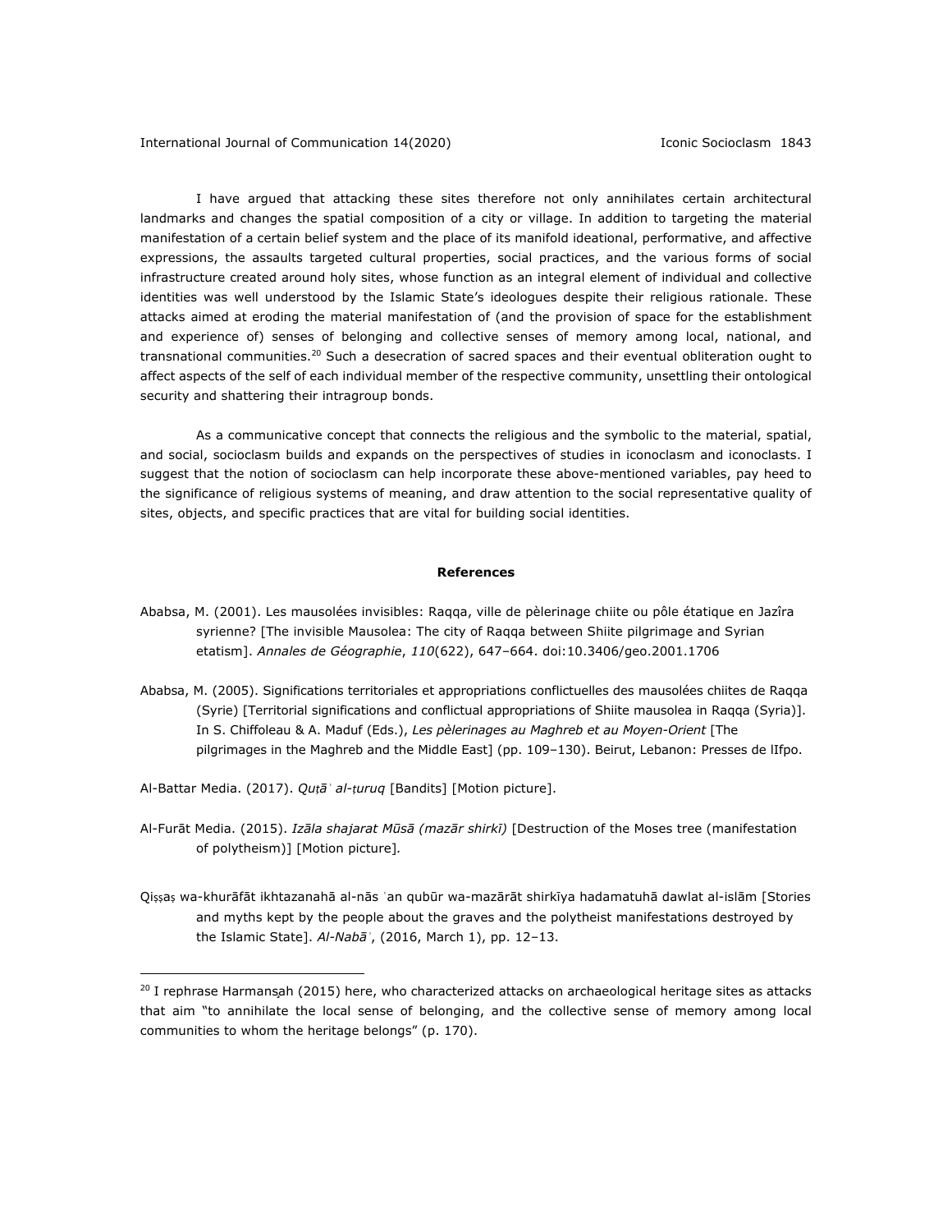I have argued that attacking these sites therefore not only annihilates certain architectural landmarks and changes the spatial composition of a city or village. In addition to targeting the material manifestation of a certain belief system and the place of its manifold ideational, performative, and affective expressions, the assaults targeted cultural properties, social practices, and the various forms of social infrastructure created around holy sites, whose function as an integral element of individual and collective identities was well understood by the Islamic State's ideologues despite their religious rationale. These attacks aimed at eroding the material manifestation of (and the provision of space for the establishment and experience of) senses of belonging and collective senses of memory among local, national, and transnational communities.[20] Such a desecration of sacred spaces and their eventual obliteration ought to affect aspects of the self of each individual member of the respective community, unsettling their ontological security and shattering their intragroup bonds.

As a communicative concept that connects the religious and the symbolic to the material, spatial, and social, socioclasm builds and expands on the perspectives of studies in iconoclasm and iconoclasts. I suggest that the notion of socioclasm can help incorporate these above-mentioned variables, pay heed to the significance of religious systems of meaning, and draw attention to the social representative quality of sites, objects, and specific practices that are vital for building social identities.

## References

Ababsa, M. (2001). Les mausolées invisibles: Raqqa, ville de pèlerinage chiite ou pôle étatique en Jazîra syrienne? [The invisible Mausolea: The city of Raqqa between Shiite pilgrimage and Syrian etatism]. *Annales de Géographie*, *110*(622), 647–664. doi:10.3406/geo.2001.1706

Ababsa, M. (2005). Significations territoriales et appropriations conflictuelles des mausolées chiites de Raqqa (Syrie) [Territorial significations and conflictual appropriations of Shiite mausolea in Raqqa (Syria)]. In S. Chiffoleau & A. Maduf (Eds.), *Les pèlerinages au Maghreb et au Moyen-Orient* [The pilgrimages in the Maghreb and the Middle East] (pp. 109–130). Beirut, Lebanon: Presses de lIfpo.

Al-Battar Media. (2017). *Quṭāʿ al-ṭuruq* [Bandits] [Motion picture].

Al-Furāt Media. (2015). *Izāla shajarat Mūsā (mazār shirkī)* [Destruction of the Moses tree (manifestation of polytheism)] [Motion picture].

Qiṣṣaṣ wa-khurāfāt ikhtazanahā al-nās ʿan qubūr wa-mazārāt shirkīya hadamatuhā dawlat al-islām [Stories and myths kept by the people about the graves and the polytheist manifestations destroyed by the Islamic State]. *Al-Nabāʾ*, (2016, March 1), pp. 12–13.

[20] I rephrase Harmanşah (2015) here, who characterized attacks on archaeological heritage sites as attacks that aim "to annihilate the local sense of belonging, and the collective sense of memory among local communities to whom the heritage belongs" (p. 170).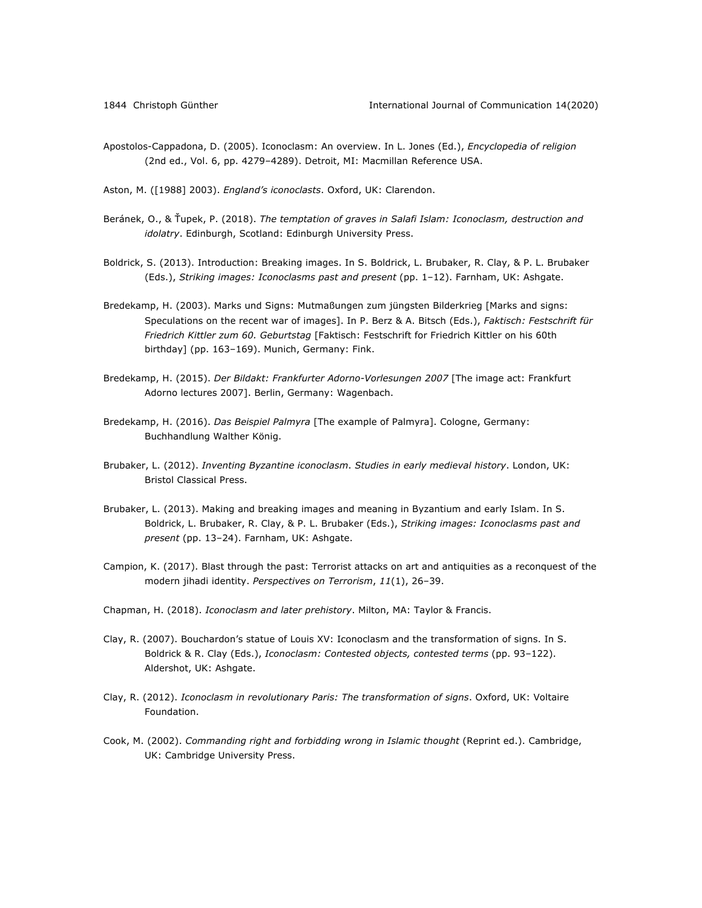Apostolos-Cappadona, D. (2005). Iconoclasm: An overview. In L. Jones (Ed.), *Encyclopedia of religion* (2nd ed., Vol. 6, pp. 4279–4289). Detroit, MI: Macmillan Reference USA.

Aston, M. ([1988] 2003). *England's iconoclasts*. Oxford, UK: Clarendon.

Beránek, O., & Ťupek, P. (2018). *The temptation of graves in Salafi Islam: Iconoclasm, destruction and idolatry*. Edinburgh, Scotland: Edinburgh University Press.

Boldrick, S. (2013). Introduction: Breaking images. In S. Boldrick, L. Brubaker, R. Clay, & P. L. Brubaker (Eds.), *Striking images: Iconoclasms past and present* (pp. 1–12). Farnham, UK: Ashgate.

Bredekamp, H. (2003). Marks und Signs: Mutmaßungen zum jüngsten Bilderkrieg [Marks and signs: Speculations on the recent war of images]. In P. Berz & A. Bitsch (Eds.), *Faktisch: Festschrift für Friedrich Kittler zum 60. Geburtstag* [Faktisch: Festschrift for Friedrich Kittler on his 60th birthday] (pp. 163–169). Munich, Germany: Fink.

Bredekamp, H. (2015). *Der Bildakt: Frankfurter Adorno-Vorlesungen 2007* [The image act: Frankfurt Adorno lectures 2007]. Berlin, Germany: Wagenbach.

Bredekamp, H. (2016). *Das Beispiel Palmyra* [The example of Palmyra]. Cologne, Germany: Buchhandlung Walther König.

Brubaker, L. (2012). *Inventing Byzantine iconoclasm*. *Studies in early medieval history*. London, UK: Bristol Classical Press.

Brubaker, L. (2013). Making and breaking images and meaning in Byzantium and early Islam. In S. Boldrick, L. Brubaker, R. Clay, & P. L. Brubaker (Eds.), *Striking images: Iconoclasms past and present* (pp. 13–24). Farnham, UK: Ashgate.

Campion, K. (2017). Blast through the past: Terrorist attacks on art and antiquities as a reconquest of the modern jihadi identity. *Perspectives on Terrorism*, *11*(1), 26–39.

Chapman, H. (2018). *Iconoclasm and later prehistory*. Milton, MA: Taylor & Francis.

Clay, R. (2007). Bouchardon's statue of Louis XV: Iconoclasm and the transformation of signs. In S. Boldrick & R. Clay (Eds.), *Iconoclasm: Contested objects, contested terms* (pp. 93–122). Aldershot, UK: Ashgate.

Clay, R. (2012). *Iconoclasm in revolutionary Paris: The transformation of signs*. Oxford, UK: Voltaire Foundation.

Cook, M. (2002). *Commanding right and forbidding wrong in Islamic thought* (Reprint ed.). Cambridge, UK: Cambridge University Press.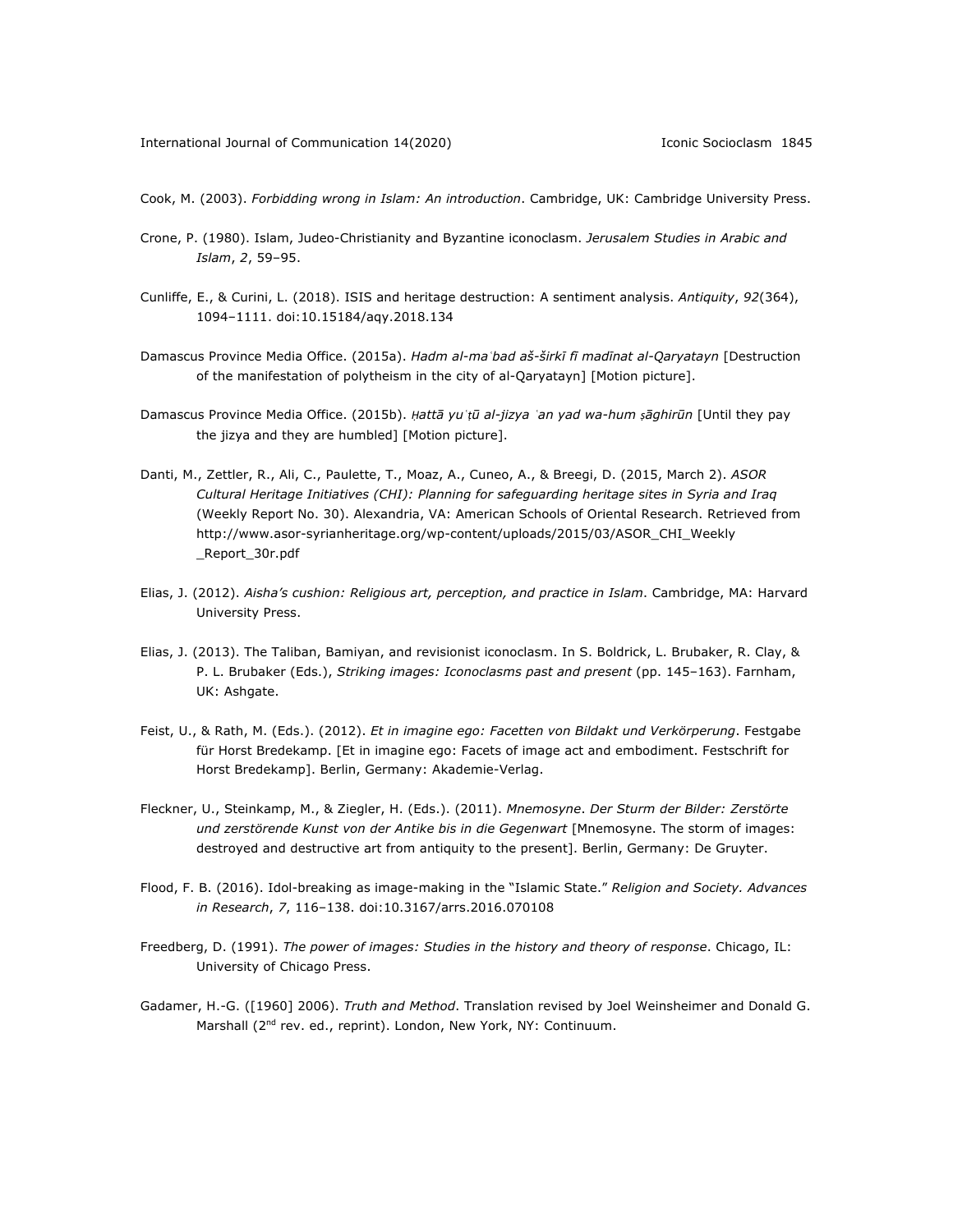Cook, M. (2003). *Forbidding wrong in Islam: An introduction*. Cambridge, UK: Cambridge University Press.

Crone, P. (1980). Islam, Judeo-Christianity and Byzantine iconoclasm. *Jerusalem Studies in Arabic and Islam*, *2*, 59–95.

Cunliffe, E., & Curini, L. (2018). ISIS and heritage destruction: A sentiment analysis. *Antiquity*, *92*(364), 1094–1111. doi:10.15184/aqy.2018.134

Damascus Province Media Office. (2015a). *Hadm al-maʿbad aš-širkī fī madīnat al-Qaryatayn* [Destruction of the manifestation of polytheism in the city of al-Qaryatayn] [Motion picture].

Damascus Province Media Office. (2015b). *Ḥattā yuʿṭū al-jizya ʿan yad wa-hum ṣāghirūn* [Until they pay the jizya and they are humbled] [Motion picture].

Danti, M., Zettler, R., Ali, C., Paulette, T., Moaz, A., Cuneo, A., & Breegi, D. (2015, March 2). *ASOR Cultural Heritage Initiatives (CHI): Planning for safeguarding heritage sites in Syria and Iraq* (Weekly Report No. 30). Alexandria, VA: American Schools of Oriental Research. Retrieved from http://www.asor-syrianheritage.org/wp-content/uploads/2015/03/ASOR_CHI_Weekly_Report_30r.pdf

Elias, J. (2012). *Aisha's cushion: Religious art, perception, and practice in Islam*. Cambridge, MA: Harvard University Press.

Elias, J. (2013). The Taliban, Bamiyan, and revisionist iconoclasm. In S. Boldrick, L. Brubaker, R. Clay, & P. L. Brubaker (Eds.), *Striking images: Iconoclasms past and present* (pp. 145–163). Farnham, UK: Ashgate.

Feist, U., & Rath, M. (Eds.). (2012). *Et in imagine ego: Facetten von Bildakt und Verkörperung*. Festgabe für Horst Bredekamp. [Et in imagine ego: Facets of image act and embodiment. Festschrift for Horst Bredekamp]. Berlin, Germany: Akademie-Verlag.

Fleckner, U., Steinkamp, M., & Ziegler, H. (Eds.). (2011). *Mnemosyne*. *Der Sturm der Bilder: Zerstörte und zerstörende Kunst von der Antike bis in die Gegenwart* [Mnemosyne. The storm of images: destroyed and destructive art from antiquity to the present]. Berlin, Germany: De Gruyter.

Flood, F. B. (2016). Idol-breaking as image-making in the "Islamic State." *Religion and Society. Advances in Research*, *7*, 116–138. doi:10.3167/arrs.2016.070108

Freedberg, D. (1991). *The power of images: Studies in the history and theory of response*. Chicago, IL: University of Chicago Press.

Gadamer, H.-G. ([1960] 2006). *Truth and Method*. Translation revised by Joel Weinsheimer and Donald G. Marshall (2nd rev. ed., reprint). London, New York, NY: Continuum.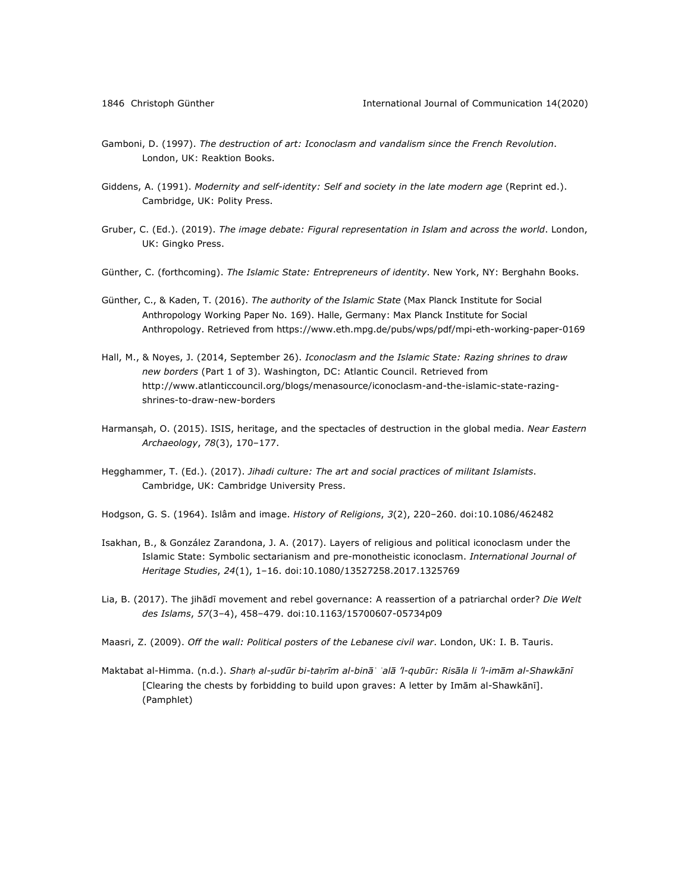Gamboni, D. (1997). *The destruction of art: Iconoclasm and vandalism since the French Revolution*. London, UK: Reaktion Books.

Giddens, A. (1991). *Modernity and self-identity: Self and society in the late modern age* (Reprint ed.). Cambridge, UK: Polity Press.

Gruber, C. (Ed.). (2019). *The image debate: Figural representation in Islam and across the world*. London, UK: Gingko Press.

Günther, C. (forthcoming). *The Islamic State: Entrepreneurs of identity*. New York, NY: Berghahn Books.

Günther, C., & Kaden, T. (2016). *The authority of the Islamic State* (Max Planck Institute for Social Anthropology Working Paper No. 169). Halle, Germany: Max Planck Institute for Social Anthropology. Retrieved from https://www.eth.mpg.de/pubs/wps/pdf/mpi-eth-working-paper-0169

Hall, M., & Noyes, J. (2014, September 26). *Iconoclasm and the Islamic State: Razing shrines to draw new borders* (Part 1 of 3). Washington, DC: Atlantic Council. Retrieved from http://www.atlanticcouncil.org/blogs/menasource/iconoclasm-and-the-islamic-state-razing-shrines-to-draw-new-borders

Harmanşah, O. (2015). ISIS, heritage, and the spectacles of destruction in the global media. *Near Eastern Archaeology*, *78*(3), 170–177.

Hegghammer, T. (Ed.). (2017). *Jihadi culture: The art and social practices of militant Islamists*. Cambridge, UK: Cambridge University Press.

Hodgson, G. S. (1964). Islâm and image. *History of Religions*, *3*(2), 220–260. doi:10.1086/462482

Isakhan, B., & González Zarandona, J. A. (2017). Layers of religious and political iconoclasm under the Islamic State: Symbolic sectarianism and pre-monotheistic iconoclasm. *International Journal of Heritage Studies*, *24*(1), 1–16. doi:10.1080/13527258.2017.1325769

Lia, B. (2017). The jihādī movement and rebel governance: A reassertion of a patriarchal order? *Die Welt des Islams*, *57*(3–4), 458–479. doi:10.1163/15700607-05734p09

Maasri, Z. (2009). *Off the wall: Political posters of the Lebanese civil war*. London, UK: I. B. Tauris.

Maktabat al-Himma. (n.d.). *Sharḥ al-ṣudūr bi-taḥrīm al-bināʾ ʿalā ʾl-qubūr: Risāla li ʾl-imām al-Shawkānī* [Clearing the chests by forbidding to build upon graves: A letter by Imām al-Shawkānī]. (Pamphlet)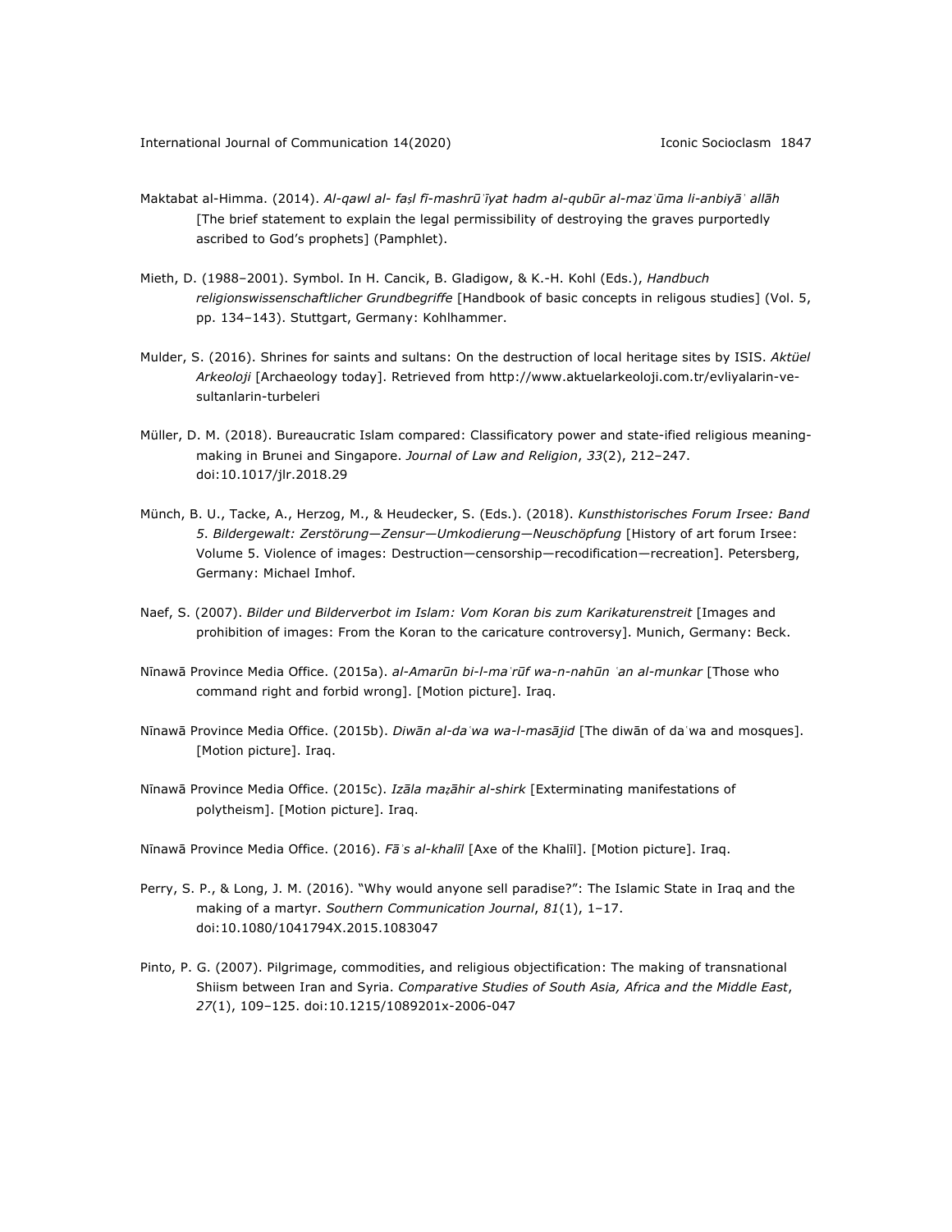Maktabat al-Himma. (2014). *Al-qawl al- faṣl fī-mashrūʿīyat hadm al-qubūr al-mazʿūma li-anbiyāʾ allāh* [The brief statement to explain the legal permissibility of destroying the graves purportedly ascribed to God's prophets] (Pamphlet).

Mieth, D. (1988–2001). Symbol. In H. Cancik, B. Gladigow, & K.-H. Kohl (Eds.), *Handbuch religionswissenschaftlicher Grundbegriffe* [Handbook of basic concepts in religous studies] (Vol. 5, pp. 134–143). Stuttgart, Germany: Kohlhammer.

Mulder, S. (2016). Shrines for saints and sultans: On the destruction of local heritage sites by ISIS. *Aktüel Arkeoloji* [Archaeology today]. Retrieved from http://www.aktuelarkeoloji.com.tr/evliyalarin-ve-sultanlarin-turbeleri

Müller, D. M. (2018). Bureaucratic Islam compared: Classificatory power and state-ified religious meaning-making in Brunei and Singapore. *Journal of Law and Religion*, *33*(2), 212–247. doi:10.1017/jlr.2018.29

Münch, B. U., Tacke, A., Herzog, M., & Heudecker, S. (Eds.). (2018). *Kunsthistorisches Forum Irsee: Band 5. Bildergewalt: Zerstörung—Zensur—Umkodierung—Neuschöpfung* [History of art forum Irsee: Volume 5. Violence of images: Destruction—censorship—recodification—recreation]. Petersberg, Germany: Michael Imhof.

Naef, S. (2007). *Bilder und Bilderverbot im Islam: Vom Koran bis zum Karikaturenstreit* [Images and prohibition of images: From the Koran to the caricature controversy]. Munich, Germany: Beck.

Nīnawā Province Media Office. (2015a). *al-Amarūn bi-l-maʿrūf wa-n-nahūn ʿan al-munkar* [Those who command right and forbid wrong]. [Motion picture]. Iraq.

Nīnawā Province Media Office. (2015b). *Diwān al-daʿwa wa-l-masājid* [The diwān of daʿwa and mosques]. [Motion picture]. Iraq.

Nīnawā Province Media Office. (2015c). *Izāla maẓāhir al-shirk* [Exterminating manifestations of polytheism]. [Motion picture]. Iraq.

Nīnawā Province Media Office. (2016). *Fāʾs al-khalīl* [Axe of the Khalīl]. [Motion picture]. Iraq.

Perry, S. P., & Long, J. M. (2016). "Why would anyone sell paradise?": The Islamic State in Iraq and the making of a martyr. *Southern Communication Journal*, *81*(1), 1–17. doi:10.1080/1041794X.2015.1083047

Pinto, P. G. (2007). Pilgrimage, commodities, and religious objectification: The making of transnational Shiism between Iran and Syria. *Comparative Studies of South Asia, Africa and the Middle East*, *27*(1), 109–125. doi:10.1215/1089201x-2006-047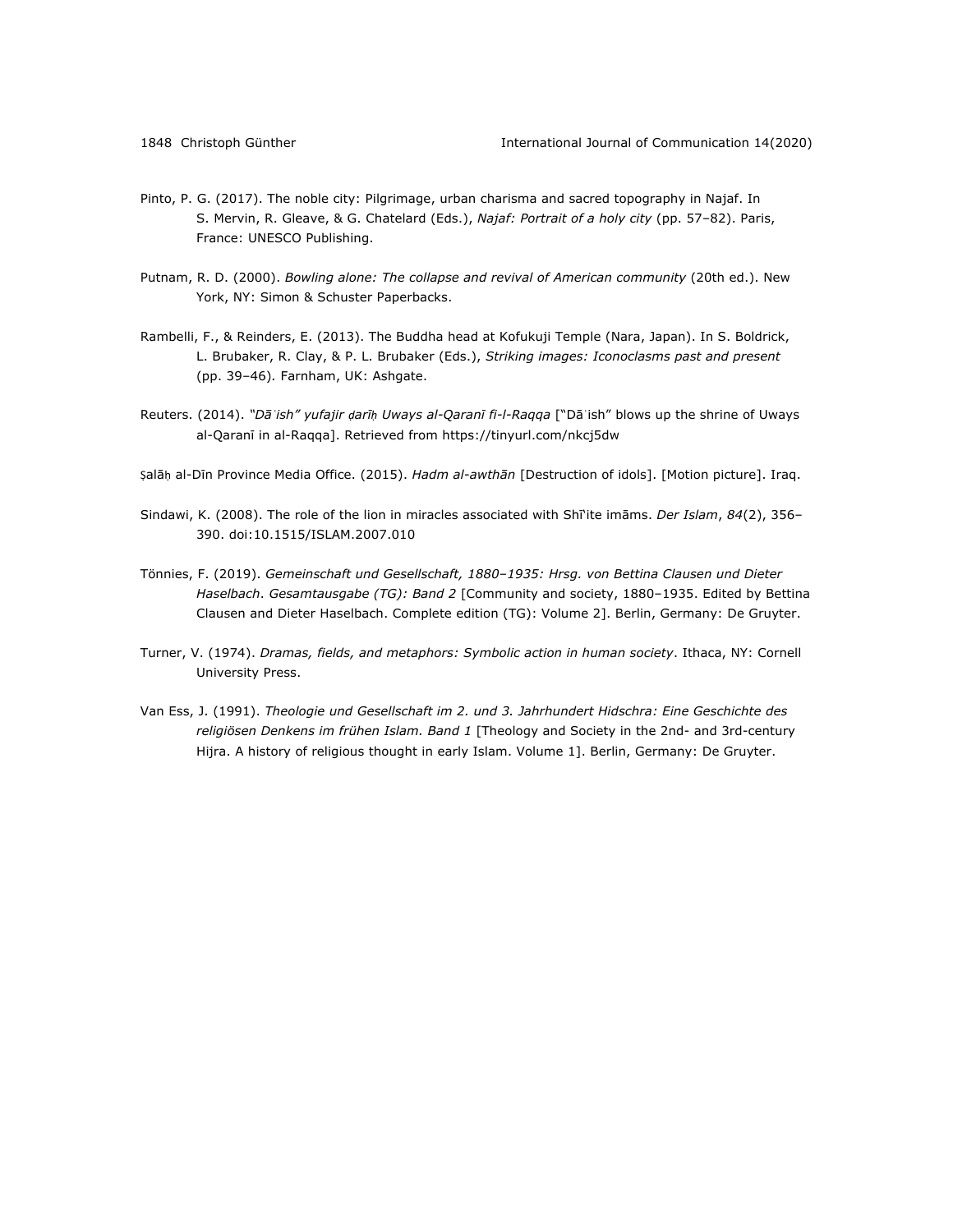Pinto, P. G. (2017). The noble city: Pilgrimage, urban charisma and sacred topography in Najaf. In S. Mervin, R. Gleave, & G. Chatelard (Eds.), *Najaf: Portrait of a holy city* (pp. 57–82). Paris, France: UNESCO Publishing.

Putnam, R. D. (2000). *Bowling alone: The collapse and revival of American community* (20th ed.). New York, NY: Simon & Schuster Paperbacks.

Rambelli, F., & Reinders, E. (2013). The Buddha head at Kofukuji Temple (Nara, Japan). In S. Boldrick, L. Brubaker, R. Clay, & P. L. Brubaker (Eds.), *Striking images: Iconoclasms past and present* (pp. 39–46). Farnham, UK: Ashgate.

Reuters. (2014). *"Dāʿish" yufajir ḍarīḥ Uways al-Qaranī fi-l-Raqqa* ["Dāʿish" blows up the shrine of Uways al-Qaranī in al-Raqqa]. Retrieved from https://tinyurl.com/nkcj5dw

Ṣalāḥ al-Dīn Province Media Office. (2015). *Hadm al-awthān* [Destruction of idols]. [Motion picture]. Iraq.

Sindawi, K. (2008). The role of the lion in miracles associated with Shīʿite imāms. *Der Islam*, *84*(2), 356–390. doi:10.1515/ISLAM.2007.010

Tönnies, F. (2019). *Gemeinschaft und Gesellschaft, 1880–1935: Hrsg. von Bettina Clausen und Dieter Haselbach*. *Gesamtausgabe (TG): Band 2* [Community and society, 1880–1935. Edited by Bettina Clausen and Dieter Haselbach. Complete edition (TG): Volume 2]. Berlin, Germany: De Gruyter.

Turner, V. (1974). *Dramas, fields, and metaphors: Symbolic action in human society*. Ithaca, NY: Cornell University Press.

Van Ess, J. (1991). *Theologie und Gesellschaft im 2. und 3. Jahrhundert Hidschra: Eine Geschichte des religiösen Denkens im frühen Islam. Band 1* [Theology and Society in the 2nd- and 3rd-century Hijra. A history of religious thought in early Islam. Volume 1]. Berlin, Germany: De Gruyter.